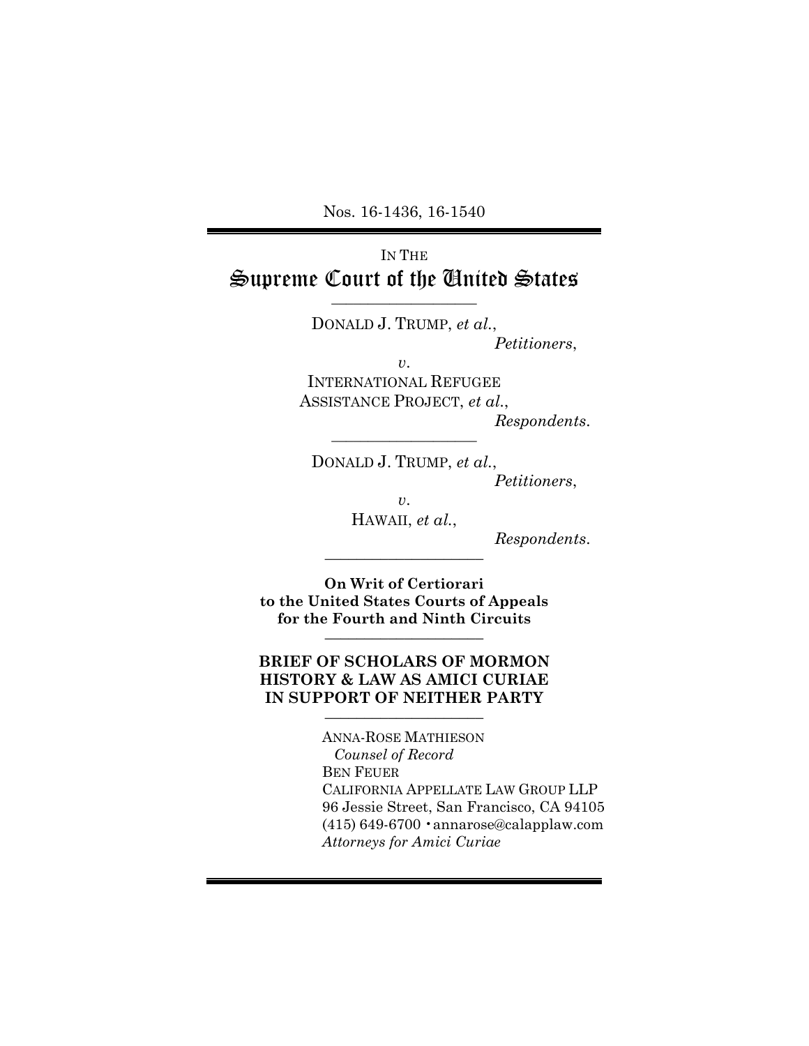Nos. 16-1436, 16-1540

---

IN THE

# Supreme Court of the United States

---

DONALD J. TRUMP, *et al.*,

*Petitioners*,

*v.*

INTERNATIONAL REFUGEE ASSISTANCE PROJECT, *et al.*,

*Respondents*.

---

DONALD J. TRUMP, *et al.*,

*Petitioners*,

*v.*

HAWAII, *et al.*,

*Respondents*.

---

**On Writ of Certiorari to the United States Courts of Appeals for the Fourth and Ninth Circuits**

---

**BRIEF OF SCHOLARS OF MORMON HISTORY & LAW AS AMICI CURIAE IN SUPPORT OF NEITHER PARTY**

---

ANNA-ROSE MATHIESON
*Counsel of Record*
BEN FEUER
CALIFORNIA APPELLATE LAW GROUP LLP
96 Jessie Street, San Francisco, CA 94105
(415) 649-6700 • annarose@calapplaw.com
*Attorneys for Amici Curiae*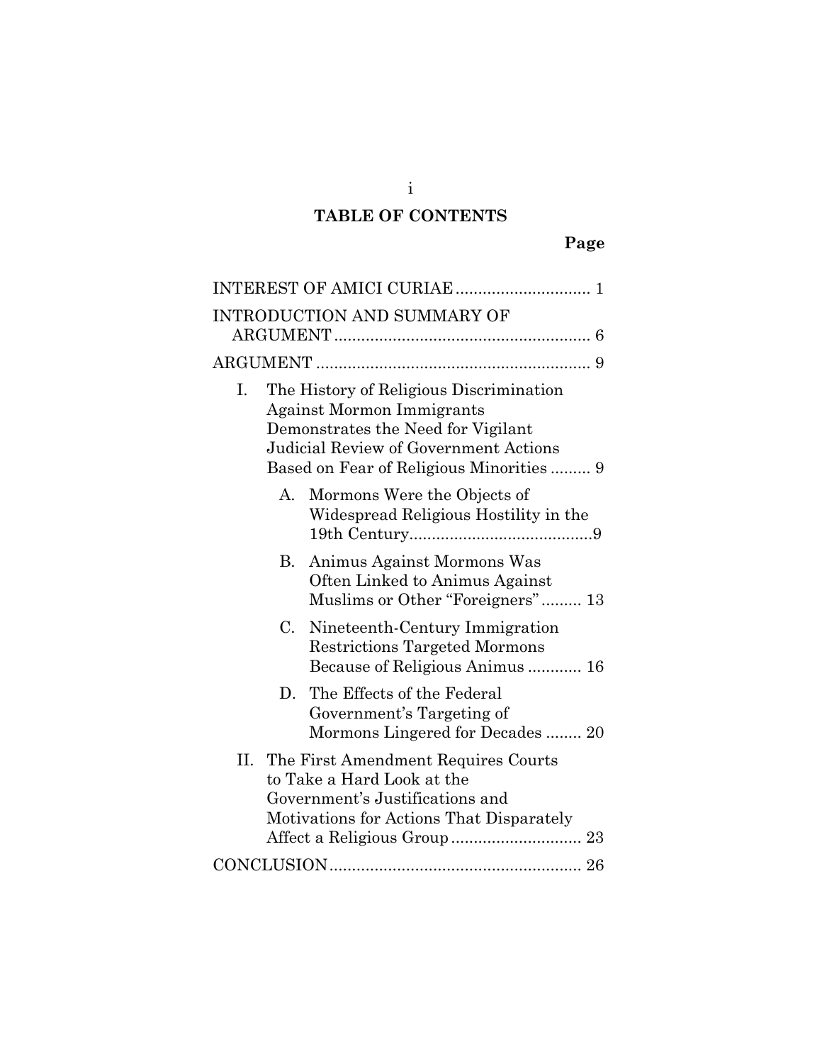# TABLE OF CONTENTS

**Page**

INTEREST OF AMICI CURIAE ............................. 1

INTRODUCTION AND SUMMARY OF ARGUMENT ........................................................ 6

ARGUMENT ............................................................ 9

I. The History of Religious Discrimination Against Mormon Immigrants Demonstrates the Need for Vigilant Judicial Review of Government Actions Based on Fear of Religious Minorities ......... 9

   A. Mormons Were the Objects of Widespread Religious Hostility in the 19th Century.........................................9

   B. Animus Against Mormons Was Often Linked to Animus Against Muslims or Other "Foreigners" ......... 13

   C. Nineteenth-Century Immigration Restrictions Targeted Mormons Because of Religious Animus ............ 16

   D. The Effects of the Federal Government's Targeting of Mormons Lingered for Decades ........ 20

II. The First Amendment Requires Courts to Take a Hard Look at the Government's Justifications and Motivations for Actions That Disparately Affect a Religious Group ............................. 23

CONCLUSION ....................................................... 26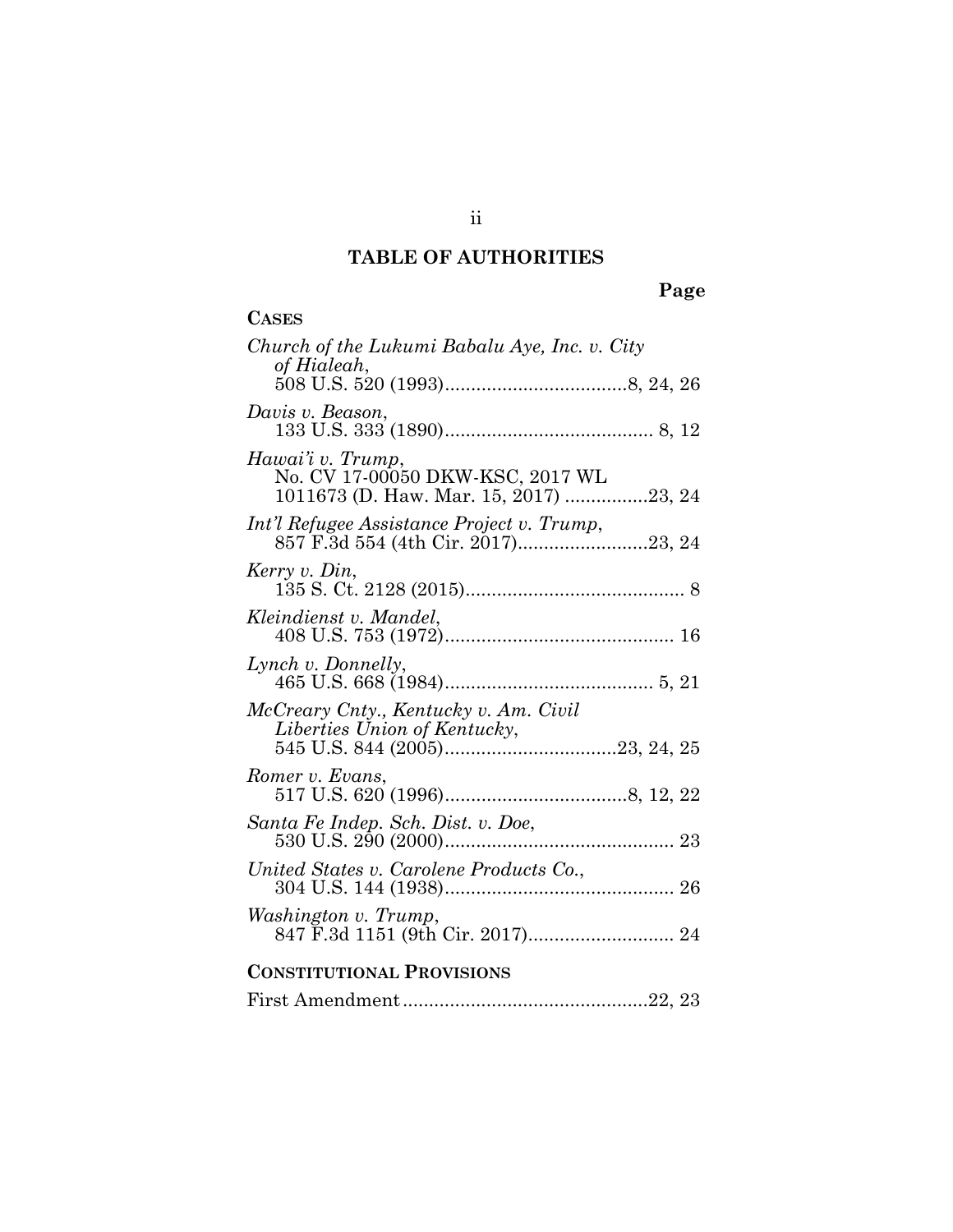# TABLE OF AUTHORITIES

**Page**

**CASES**

*Church of the Lukumi Babalu Aye, Inc. v. City of Hialeah*,
508 U.S. 520 (1993)..................................8, 24, 26

*Davis v. Beason*,
133 U.S. 333 (1890)........................................ 8, 12

*Hawai'i v. Trump*,
No. CV 17-00050 DKW-KSC, 2017 WL 1011673 (D. Haw. Mar. 15, 2017) ................23, 24

*Int'l Refugee Assistance Project v. Trump*,
857 F.3d 554 (4th Cir. 2017).........................23, 24

*Kerry v. Din*,
135 S. Ct. 2128 (2015).......................................... 8

*Kleindienst v. Mandel*,
408 U.S. 753 (1972)............................................ 16

*Lynch v. Donnelly*,
465 U.S. 668 (1984)........................................ 5, 21

*McCreary Cnty., Kentucky v. Am. Civil Liberties Union of Kentucky*,
545 U.S. 844 (2005)................................23, 24, 25

*Romer v. Evans*,
517 U.S. 620 (1996)..................................8, 12, 22

*Santa Fe Indep. Sch. Dist. v. Doe*,
530 U.S. 290 (2000)............................................ 23

*United States v. Carolene Products Co.*,
304 U.S. 144 (1938)............................................ 26

*Washington v. Trump*,
847 F.3d 1151 (9th Cir. 2017)............................ 24

**CONSTITUTIONAL PROVISIONS**

First Amendment...............................................22, 23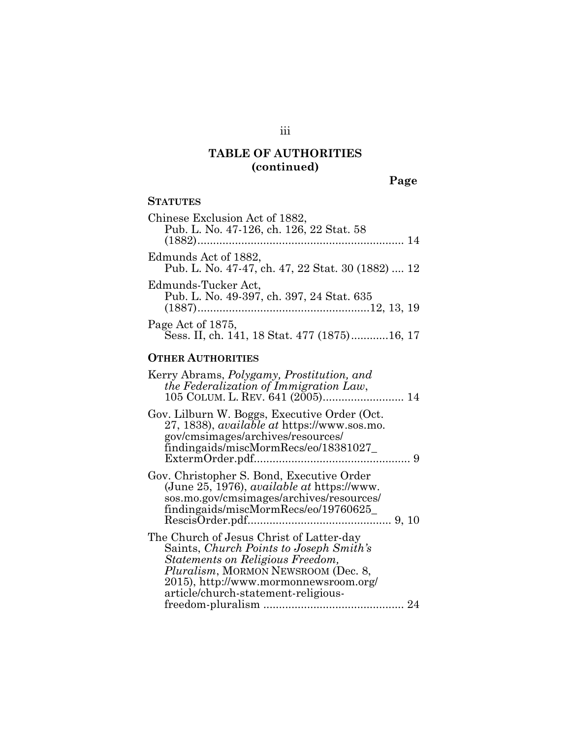# TABLE OF AUTHORITIES (continued)

**Page**

## STATUTES

Chinese Exclusion Act of 1882, Pub. L. No. 47-126, ch. 126, 22 Stat. 58 (1882) .................................................................. 14

Edmunds Act of 1882, Pub. L. No. 47-47, ch. 47, 22 Stat. 30 (1882) .... 12

Edmunds-Tucker Act, Pub. L. No. 49-397, ch. 397, 24 Stat. 635 (1887) .......................................................12, 13, 19

Page Act of 1875, Sess. II, ch. 141, 18 Stat. 477 (1875) ............16, 17

## OTHER AUTHORITIES

Kerry Abrams, *Polygamy, Prostitution, and the Federalization of Immigration Law*, 105 COLUM. L. REV. 641 (2005) .......................... 14

Gov. Lilburn W. Boggs, Executive Order (Oct. 27, 1838), *available at* https://www.sos.mo.gov/cmsimages/archives/resources/findingaids/miscMormRecs/eo/18381027_ExtermOrder.pdf ................................................. 9

Gov. Christopher S. Bond, Executive Order (June 25, 1976), *available at* https://www.sos.mo.gov/cmsimages/archives/resources/findingaids/miscMormRecs/eo/19760625_RescisOrder.pdf ............................................. 9, 10

The Church of Jesus Christ of Latter-day Saints, *Church Points to Joseph Smith's Statements on Religious Freedom, Pluralism*, MORMON NEWSROOM (Dec. 8, 2015), http://www.mormonnewsroom.org/article/church-statement-religious-freedom-pluralism ............................................. 24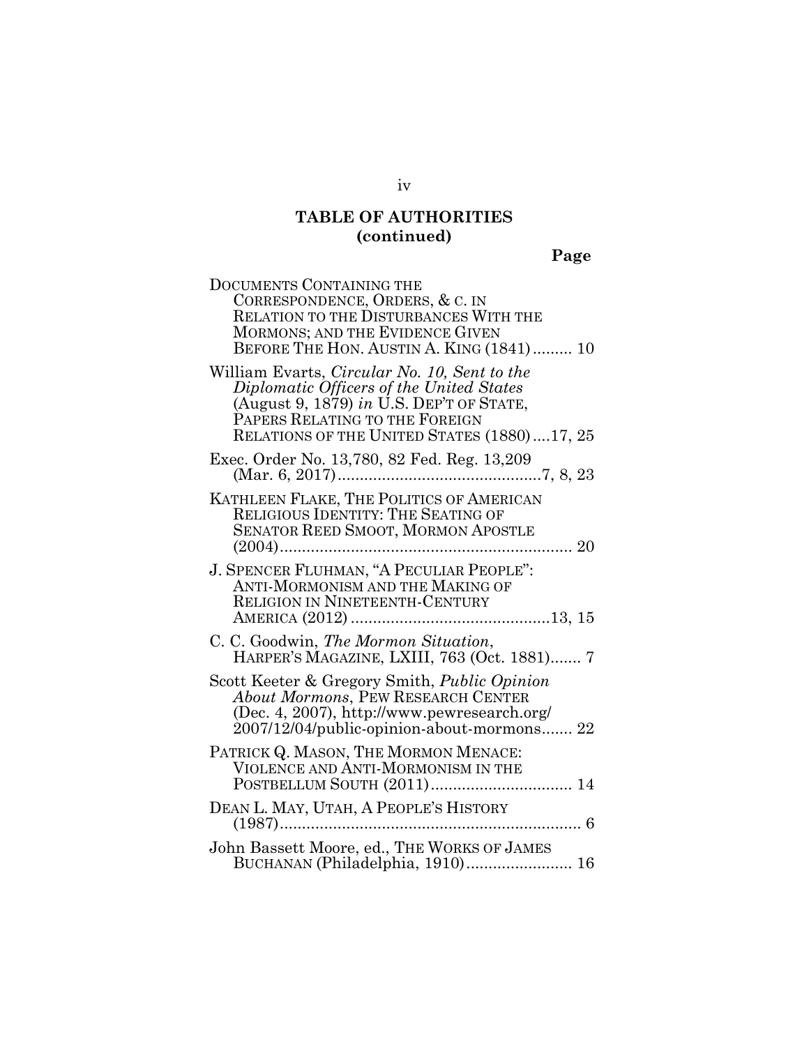## TABLE OF AUTHORITIES (continued)

**Page**

DOCUMENTS CONTAINING THE CORRESPONDENCE, ORDERS, & C. IN RELATION TO THE DISTURBANCES WITH THE MORMONS; AND THE EVIDENCE GIVEN BEFORE THE HON. AUSTIN A. KING (1841) ......... 10

William Evarts, *Circular No. 10, Sent to the Diplomatic Officers of the United States* (August 9, 1879) *in* U.S. DEP'T OF STATE, PAPERS RELATING TO THE FOREIGN RELATIONS OF THE UNITED STATES (1880) ....17, 25

Exec. Order No. 13,780, 82 Fed. Reg. 13,209 (Mar. 6, 2017) ..............................................7, 8, 23

KATHLEEN FLAKE, THE POLITICS OF AMERICAN RELIGIOUS IDENTITY: THE SEATING OF SENATOR REED SMOOT, MORMON APOSTLE (2004) ................................................................... 20

J. SPENCER FLUHMAN, "A PECULIAR PEOPLE": ANTI-MORMONISM AND THE MAKING OF RELIGION IN NINETEENTH-CENTURY AMERICA (2012) .............................................13, 15

C. C. Goodwin, *The Mormon Situation*, HARPER'S MAGAZINE, LXIII, 763 (Oct. 1881) ....... 7

Scott Keeter & Gregory Smith, *Public Opinion About Mormons*, PEW RESEARCH CENTER (Dec. 4, 2007), http://www.pewresearch.org/2007/12/04/public-opinion-about-mormons ....... 22

PATRICK Q. MASON, THE MORMON MENACE: VIOLENCE AND ANTI-MORMONISM IN THE POSTBELLUM SOUTH (2011) ................................ 14

DEAN L. MAY, UTAH, A PEOPLE'S HISTORY (1987) ..................................................................... 6

John Bassett Moore, ed., THE WORKS OF JAMES BUCHANAN (Philadelphia, 1910) ........................ 16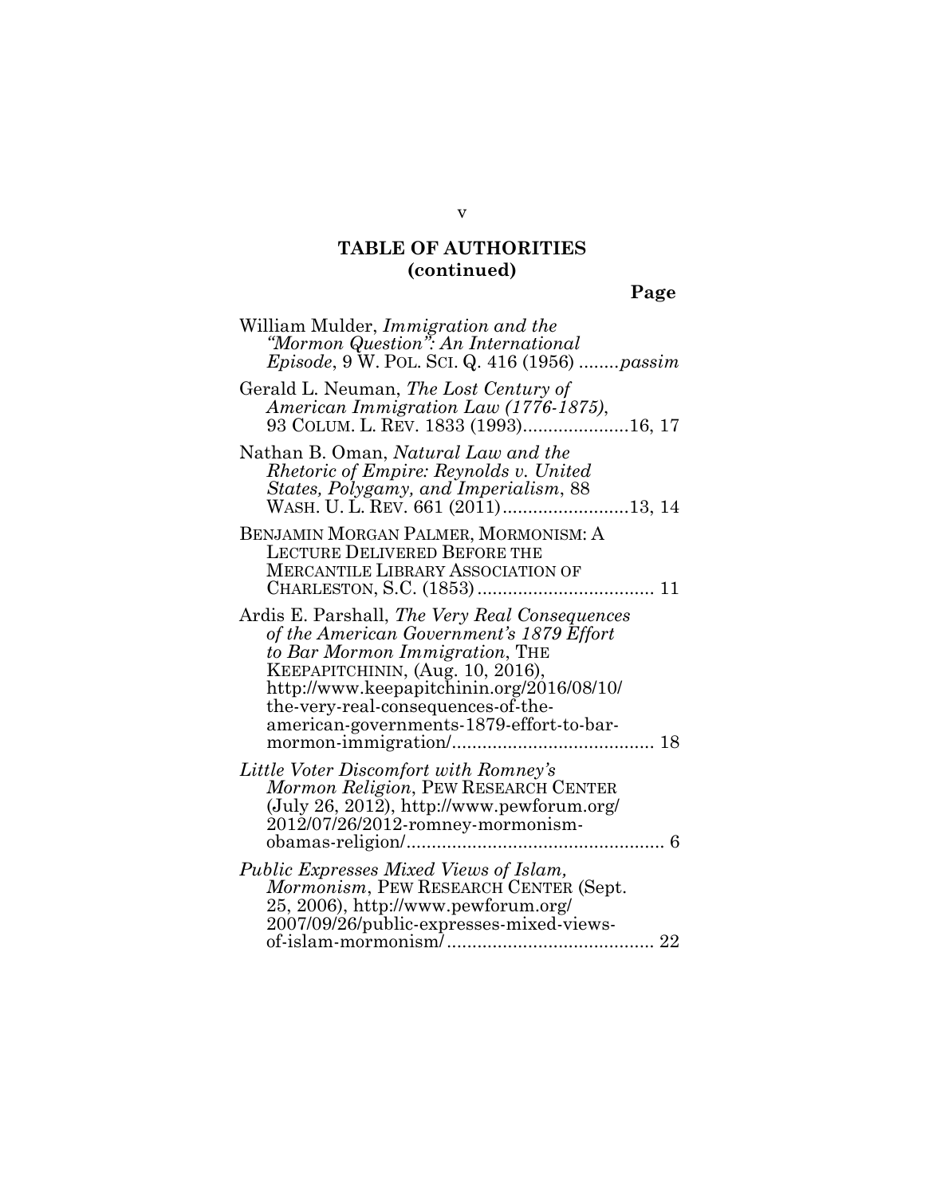**TABLE OF AUTHORITIES (continued)**

**Page**

William Mulder, *Immigration and the "Mormon Question": An International Episode*, 9 W. POL. SCI. Q. 416 (1956) ........*passim*

Gerald L. Neuman, *The Lost Century of American Immigration Law (1776-1875)*, 93 COLUM. L. REV. 1833 (1993).....................16, 17

Nathan B. Oman, *Natural Law and the Rhetoric of Empire: Reynolds v. United States, Polygamy, and Imperialism*, 88 WASH. U. L. REV. 661 (2011).........................13, 14

BENJAMIN MORGAN PALMER, MORMONISM: A LECTURE DELIVERED BEFORE THE MERCANTILE LIBRARY ASSOCIATION OF CHARLESTON, S.C. (1853) ................................... 11

Ardis E. Parshall, *The Very Real Consequences of the American Government's 1879 Effort to Bar Mormon Immigration*, THE KEEPAPITCHININ, (Aug. 10, 2016), http://www.keepapitchinin.org/2016/08/10/the-very-real-consequences-of-the-american-governments-1879-effort-to-bar-mormon-immigration/........................................ 18

*Little Voter Discomfort with Romney's Mormon Religion*, PEW RESEARCH CENTER (July 26, 2012), http://www.pewforum.org/2012/07/26/2012-romney-mormonism-obamas-religion/................................................... 6

*Public Expresses Mixed Views of Islam, Mormonism*, PEW RESEARCH CENTER (Sept. 25, 2006), http://www.pewforum.org/2007/09/26/public-expresses-mixed-views-of-islam-mormonism/......................................... 22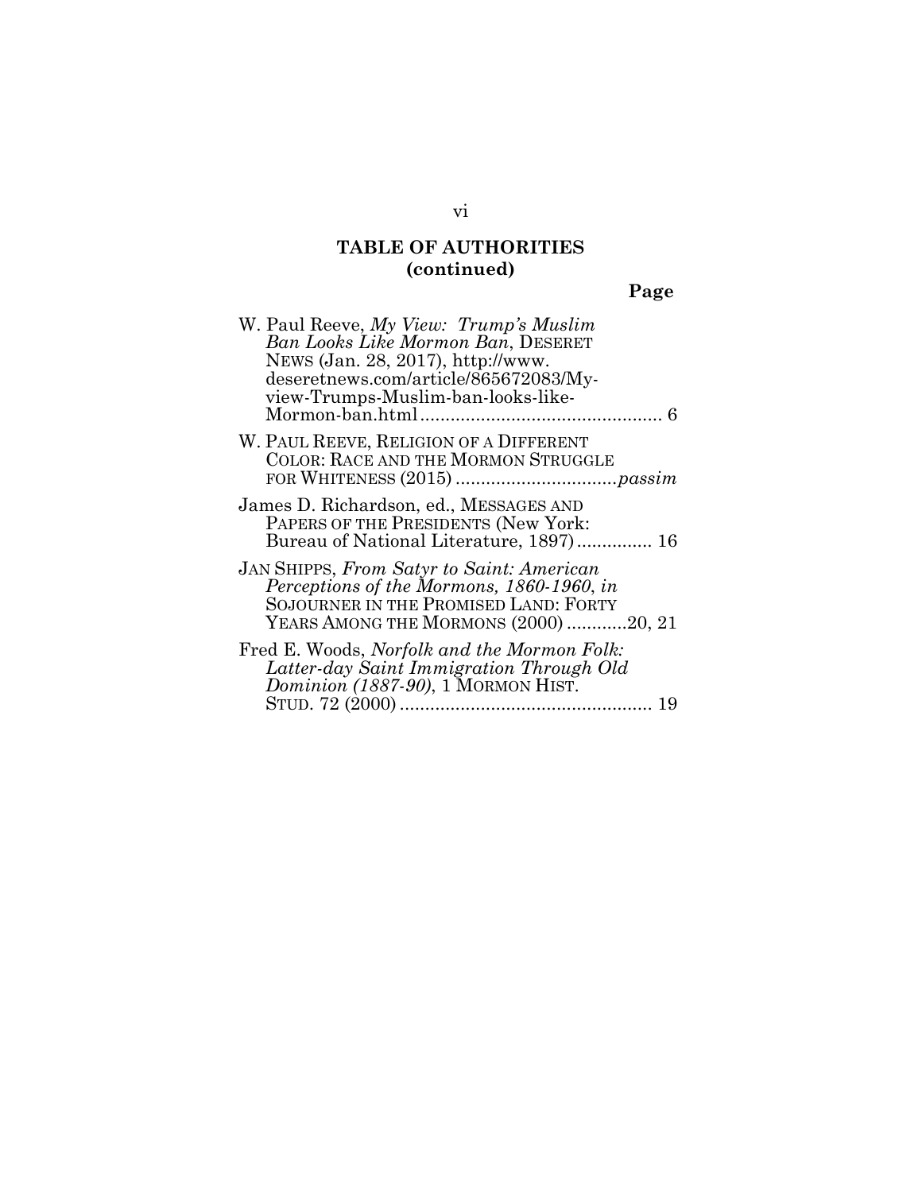## TABLE OF AUTHORITIES
## (continued)

**Page**

W. Paul Reeve, *My View: Trump's Muslim Ban Looks Like Mormon Ban*, DESERET NEWS (Jan. 28, 2017), http://www.deseretnews.com/article/865672083/My-view-Trumps-Muslim-ban-looks-like-Mormon-ban.html ................................................ 6

W. PAUL REEVE, RELIGION OF A DIFFERENT COLOR: RACE AND THE MORMON STRUGGLE FOR WHITENESS (2015) ................................*passim*

James D. Richardson, ed., MESSAGES AND PAPERS OF THE PRESIDENTS (New York: Bureau of National Literature, 1897) ............... 16

JAN SHIPPS, *From Satyr to Saint: American Perceptions of the Mormons, 1860-1960*, *in* SOJOURNER IN THE PROMISED LAND: FORTY YEARS AMONG THE MORMONS (2000) ............20, 21

Fred E. Woods, *Norfolk and the Mormon Folk: Latter-day Saint Immigration Through Old Dominion (1887-90)*, 1 MORMON HIST. STUD. 72 (2000) .................................................. 19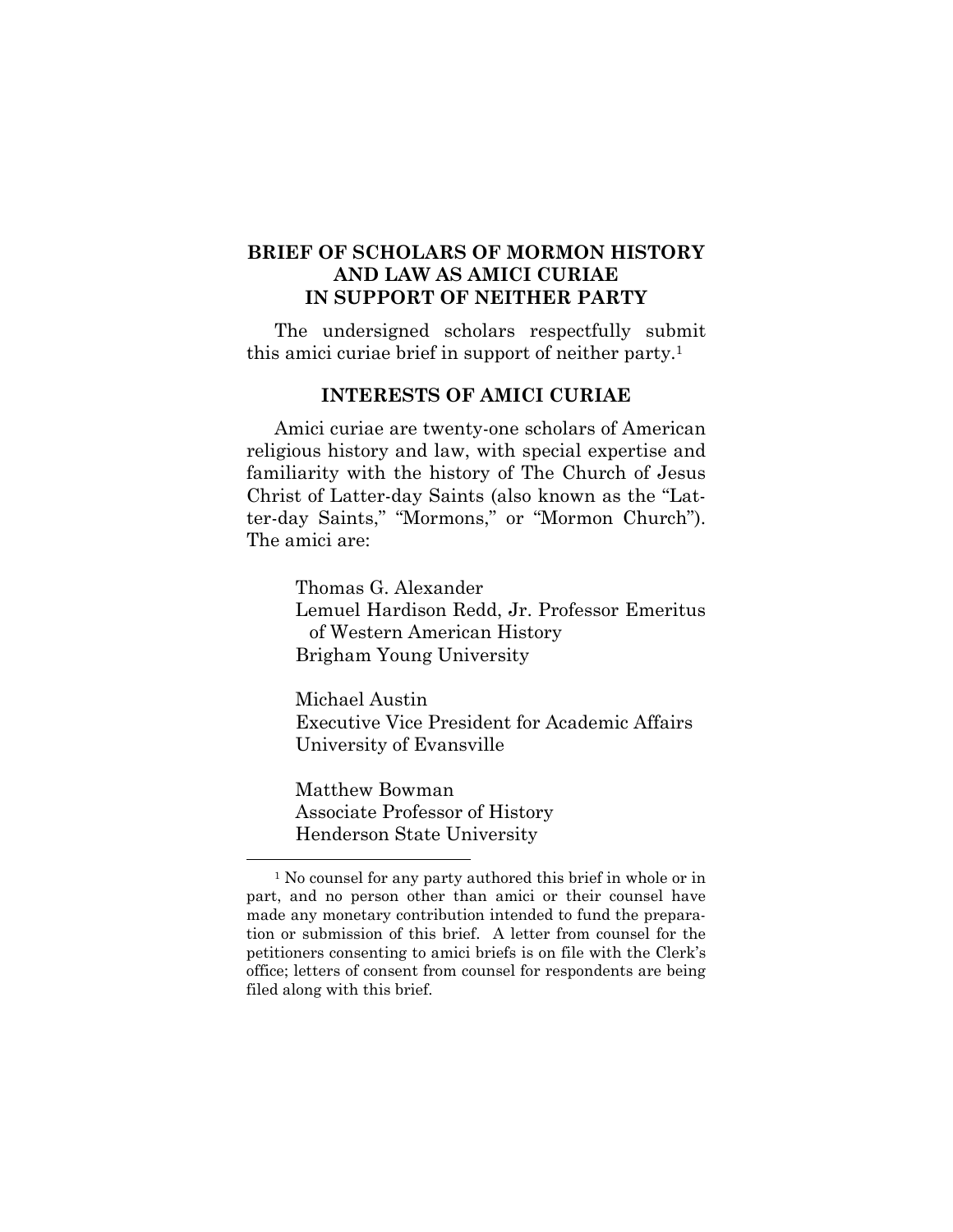## BRIEF OF SCHOLARS OF MORMON HISTORY AND LAW AS AMICI CURIAE IN SUPPORT OF NEITHER PARTY

The undersigned scholars respectfully submit this amici curiae brief in support of neither party.[1]

### INTERESTS OF AMICI CURIAE

Amici curiae are twenty-one scholars of American religious history and law, with special expertise and familiarity with the history of The Church of Jesus Christ of Latter-day Saints (also known as the "Latter-day Saints," "Mormons," or "Mormon Church"). The amici are:

Thomas G. Alexander
Lemuel Hardison Redd, Jr. Professor Emeritus of Western American History
Brigham Young University

Michael Austin
Executive Vice President for Academic Affairs
University of Evansville

Matthew Bowman
Associate Professor of History
Henderson State University

[1] No counsel for any party authored this brief in whole or in part, and no person other than amici or their counsel have made any monetary contribution intended to fund the preparation or submission of this brief. A letter from counsel for the petitioners consenting to amici briefs is on file with the Clerk's office; letters of consent from counsel for respondents are being filed along with this brief.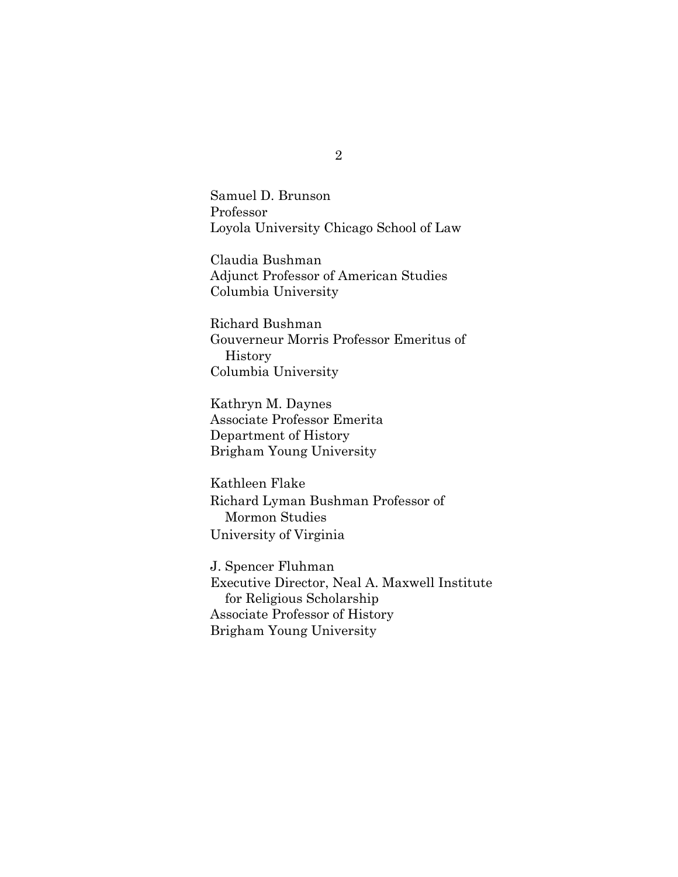Samuel D. Brunson
Professor
Loyola University Chicago School of Law

Claudia Bushman
Adjunct Professor of American Studies
Columbia University

Richard Bushman
Gouverneur Morris Professor Emeritus of History
Columbia University

Kathryn M. Daynes
Associate Professor Emerita
Department of History
Brigham Young University

Kathleen Flake
Richard Lyman Bushman Professor of Mormon Studies
University of Virginia

J. Spencer Fluhman
Executive Director, Neal A. Maxwell Institute for Religious Scholarship
Associate Professor of History
Brigham Young University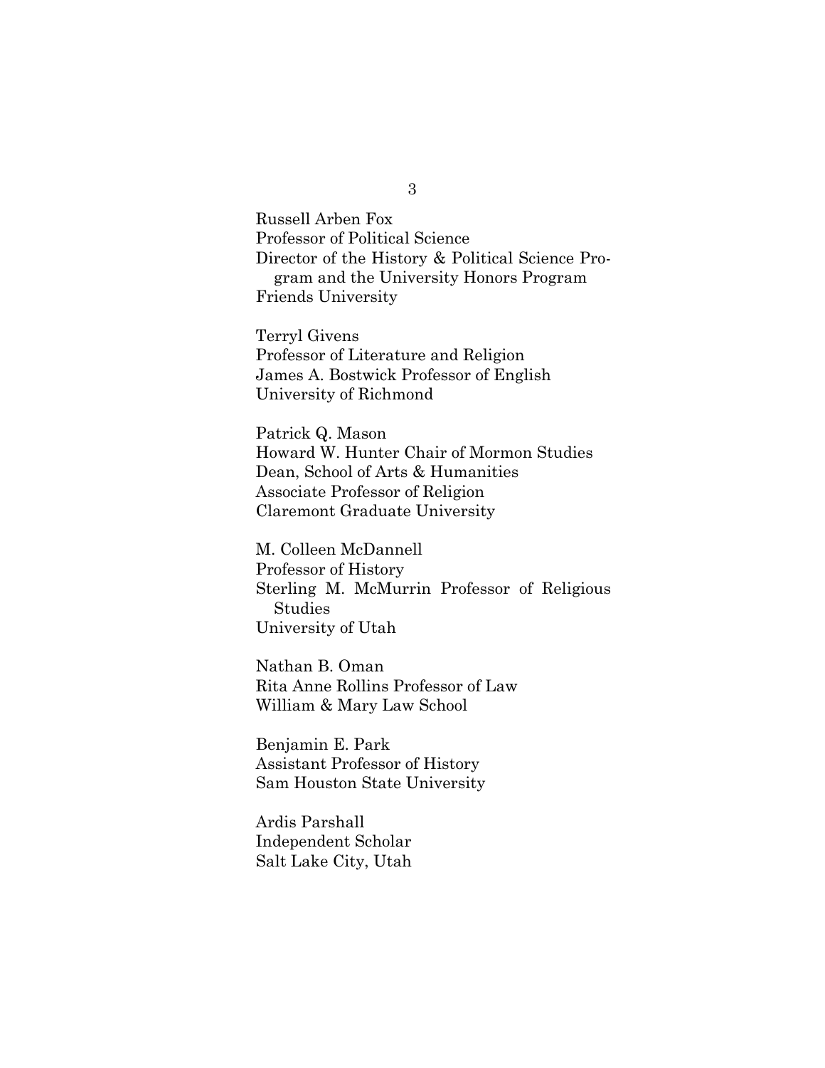Russell Arben Fox
Professor of Political Science
Director of the History & Political Science Program and the University Honors Program
Friends University

Terryl Givens
Professor of Literature and Religion
James A. Bostwick Professor of English
University of Richmond

Patrick Q. Mason
Howard W. Hunter Chair of Mormon Studies
Dean, School of Arts & Humanities
Associate Professor of Religion
Claremont Graduate University

M. Colleen McDannell
Professor of History
Sterling M. McMurrin Professor of Religious Studies
University of Utah

Nathan B. Oman
Rita Anne Rollins Professor of Law
William & Mary Law School

Benjamin E. Park
Assistant Professor of History
Sam Houston State University

Ardis Parshall
Independent Scholar
Salt Lake City, Utah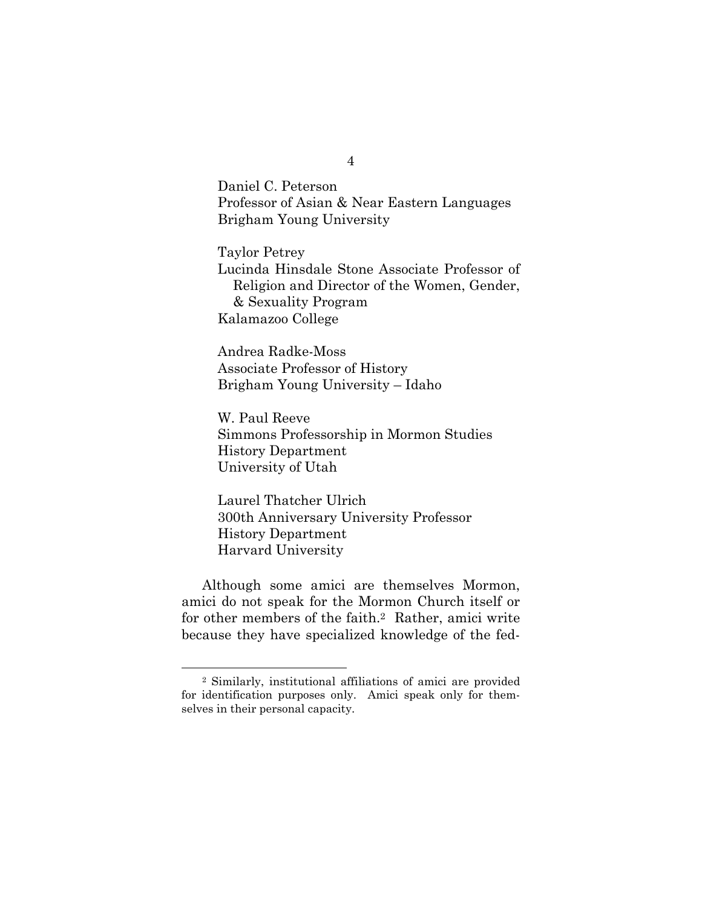Daniel C. Peterson
Professor of Asian & Near Eastern Languages
Brigham Young University

Taylor Petrey
Lucinda Hinsdale Stone Associate Professor of Religion and Director of the Women, Gender, & Sexuality Program
Kalamazoo College

Andrea Radke-Moss
Associate Professor of History
Brigham Young University – Idaho

W. Paul Reeve
Simmons Professorship in Mormon Studies
History Department
University of Utah

Laurel Thatcher Ulrich
300th Anniversary University Professor
History Department
Harvard University

Although some amici are themselves Mormon, amici do not speak for the Mormon Church itself or for other members of the faith.[2] Rather, amici write because they have specialized knowledge of the fed-

---

[2] Similarly, institutional affiliations of amici are provided for identification purposes only. Amici speak only for themselves in their personal capacity.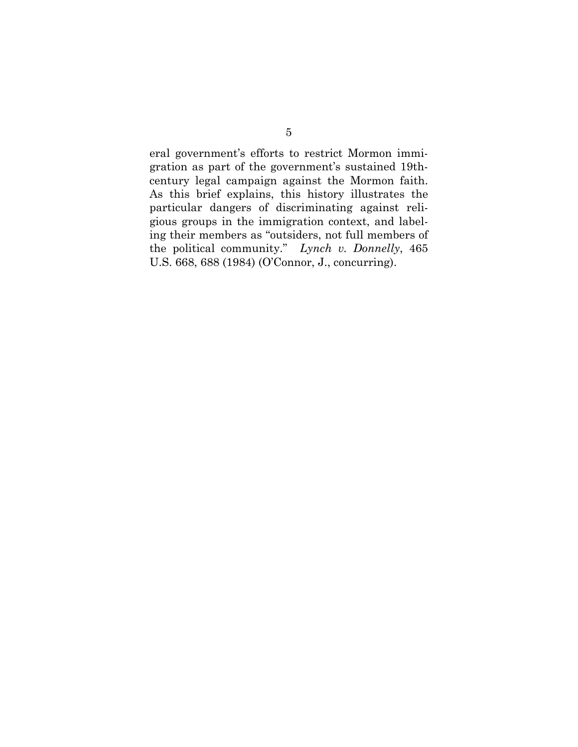eral government's efforts to restrict Mormon immigration as part of the government's sustained 19th-century legal campaign against the Mormon faith. As this brief explains, this history illustrates the particular dangers of discriminating against religious groups in the immigration context, and labeling their members as "outsiders, not full members of the political community." *Lynch v. Donnelly*, 465 U.S. 668, 688 (1984) (O'Connor, J., concurring).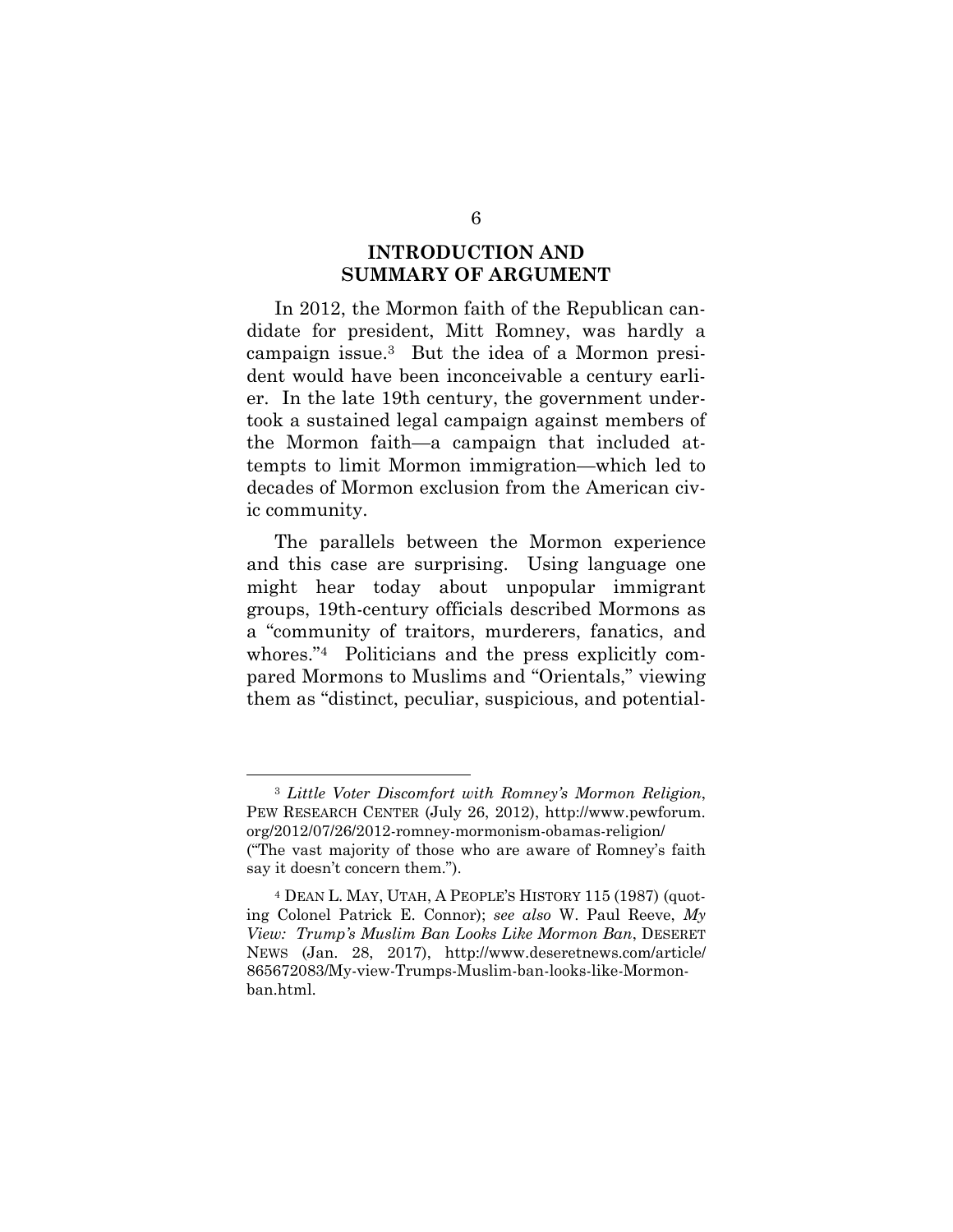## INTRODUCTION AND SUMMARY OF ARGUMENT

In 2012, the Mormon faith of the Republican candidate for president, Mitt Romney, was hardly a campaign issue.[3] But the idea of a Mormon president would have been inconceivable a century earlier. In the late 19th century, the government undertook a sustained legal campaign against members of the Mormon faith—a campaign that included attempts to limit Mormon immigration—which led to decades of Mormon exclusion from the American civic community.

The parallels between the Mormon experience and this case are surprising. Using language one might hear today about unpopular immigrant groups, 19th-century officials described Mormons as a "community of traitors, murderers, fanatics, and whores."[4] Politicians and the press explicitly compared Mormons to Muslims and "Orientals," viewing them as "distinct, peculiar, suspicious, and potential-

---

[3] *Little Voter Discomfort with Romney's Mormon Religion*, PEW RESEARCH CENTER (July 26, 2012), http://www.pewforum.org/2012/07/26/2012-romney-mormonism-obamas-religion/ ("The vast majority of those who are aware of Romney's faith say it doesn't concern them.").

[4] DEAN L. MAY, UTAH, A PEOPLE'S HISTORY 115 (1987) (quoting Colonel Patrick E. Connor); *see also* W. Paul Reeve, *My View: Trump's Muslim Ban Looks Like Mormon Ban*, DESERET NEWS (Jan. 28, 2017), http://www.deseretnews.com/article/865672083/My-view-Trumps-Muslim-ban-looks-like-Mormon-ban.html.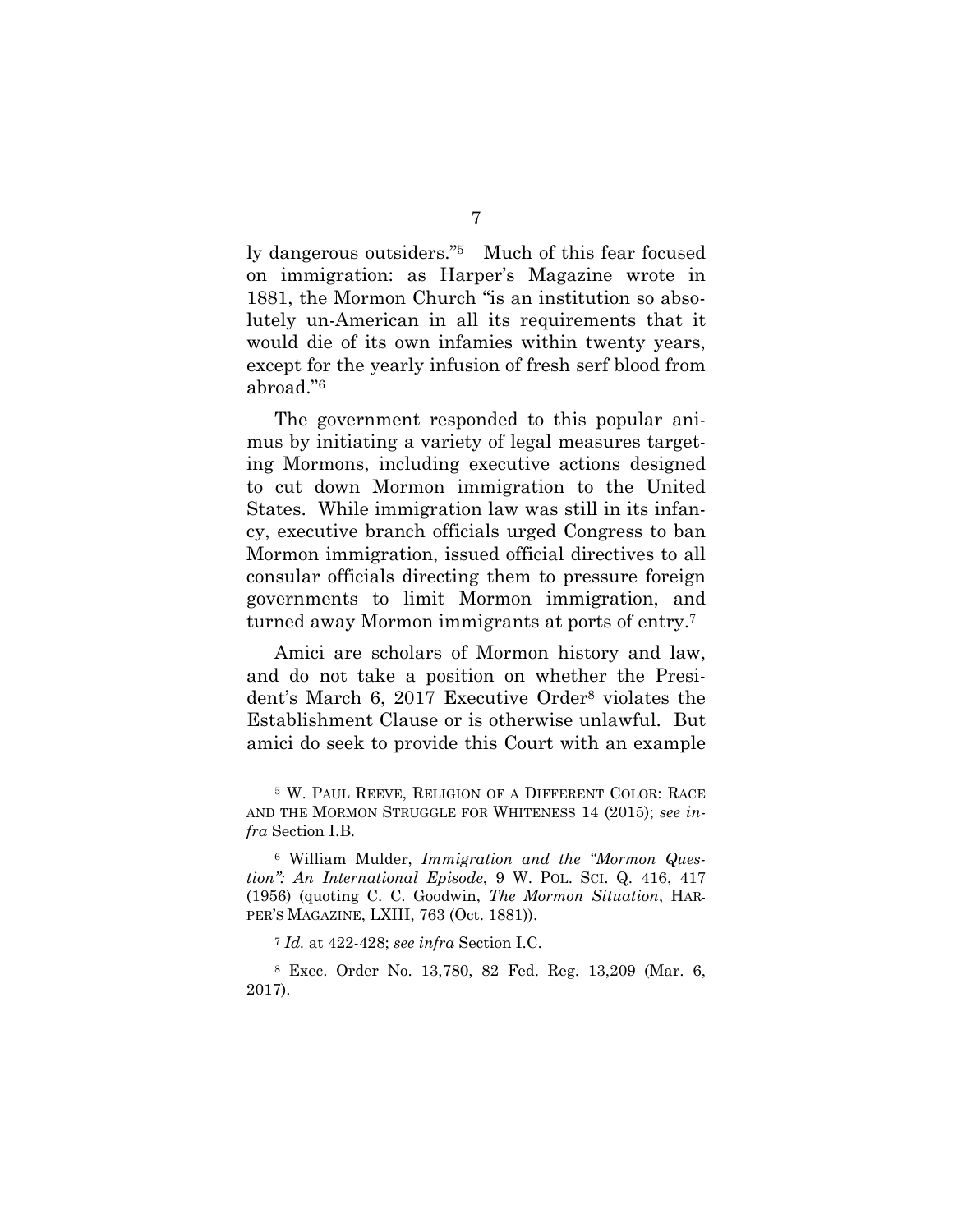ly dangerous outsiders."[5] Much of this fear focused on immigration: as Harper's Magazine wrote in 1881, the Mormon Church "is an institution so absolutely un-American in all its requirements that it would die of its own infamies within twenty years, except for the yearly infusion of fresh serf blood from abroad."[6]

The government responded to this popular animus by initiating a variety of legal measures targeting Mormons, including executive actions designed to cut down Mormon immigration to the United States. While immigration law was still in its infancy, executive branch officials urged Congress to ban Mormon immigration, issued official directives to all consular officials directing them to pressure foreign governments to limit Mormon immigration, and turned away Mormon immigrants at ports of entry.[7]

Amici are scholars of Mormon history and law, and do not take a position on whether the President's March 6, 2017 Executive Order[8] violates the Establishment Clause or is otherwise unlawful. But amici do seek to provide this Court with an example

---

[5] W. PAUL REEVE, RELIGION OF A DIFFERENT COLOR: RACE AND THE MORMON STRUGGLE FOR WHITENESS 14 (2015); *see infra* Section I.B.

[6] William Mulder, *Immigration and the "Mormon Question": An International Episode*, 9 W. POL. SCI. Q. 416, 417 (1956) (quoting C. C. Goodwin, *The Mormon Situation*, HARPER'S MAGAZINE, LXIII, 763 (Oct. 1881)).

[7] *Id.* at 422-428; *see infra* Section I.C.

[8] Exec. Order No. 13,780, 82 Fed. Reg. 13,209 (Mar. 6, 2017).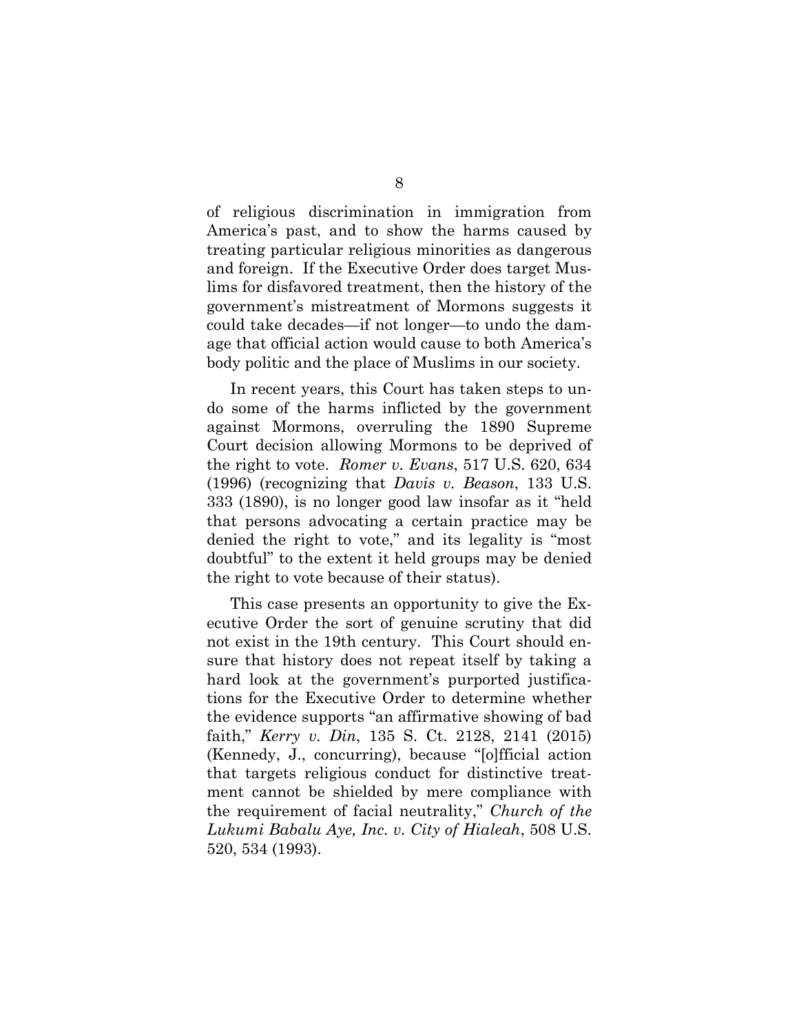of religious discrimination in immigration from America's past, and to show the harms caused by treating particular religious minorities as dangerous and foreign. If the Executive Order does target Muslims for disfavored treatment, then the history of the government's mistreatment of Mormons suggests it could take decades—if not longer—to undo the damage that official action would cause to both America's body politic and the place of Muslims in our society.

In recent years, this Court has taken steps to undo some of the harms inflicted by the government against Mormons, overruling the 1890 Supreme Court decision allowing Mormons to be deprived of the right to vote. *Romer v. Evans*, 517 U.S. 620, 634 (1996) (recognizing that *Davis v. Beason*, 133 U.S. 333 (1890), is no longer good law insofar as it "held that persons advocating a certain practice may be denied the right to vote," and its legality is "most doubtful" to the extent it held groups may be denied the right to vote because of their status).

This case presents an opportunity to give the Executive Order the sort of genuine scrutiny that did not exist in the 19th century. This Court should ensure that history does not repeat itself by taking a hard look at the government's purported justifications for the Executive Order to determine whether the evidence supports "an affirmative showing of bad faith," *Kerry v. Din*, 135 S. Ct. 2128, 2141 (2015) (Kennedy, J., concurring), because "[o]fficial action that targets religious conduct for distinctive treatment cannot be shielded by mere compliance with the requirement of facial neutrality," *Church of the Lukumi Babalu Aye, Inc. v. City of Hialeah*, 508 U.S. 520, 534 (1993).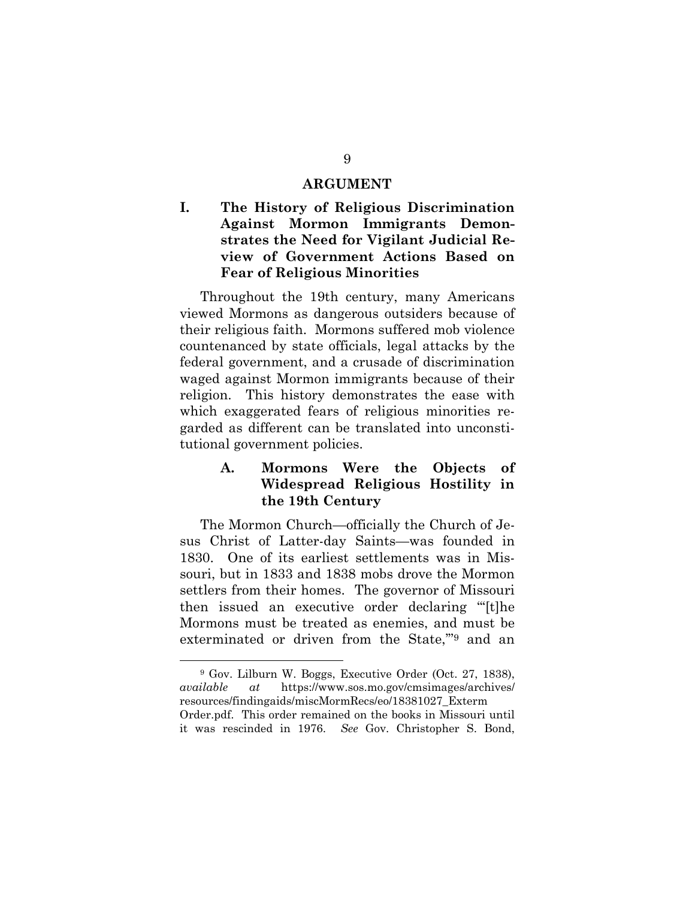## ARGUMENT

### I. The History of Religious Discrimination Against Mormon Immigrants Demonstrates the Need for Vigilant Judicial Review of Government Actions Based on Fear of Religious Minorities

Throughout the 19th century, many Americans viewed Mormons as dangerous outsiders because of their religious faith. Mormons suffered mob violence countenanced by state officials, legal attacks by the federal government, and a crusade of discrimination waged against Mormon immigrants because of their religion. This history demonstrates the ease with which exaggerated fears of religious minorities regarded as different can be translated into unconstitutional government policies.

#### A. Mormons Were the Objects of Widespread Religious Hostility in the 19th Century

The Mormon Church—officially the Church of Jesus Christ of Latter-day Saints—was founded in 1830. One of its earliest settlements was in Missouri, but in 1833 and 1838 mobs drove the Mormon settlers from their homes. The governor of Missouri then issued an executive order declaring "'[t]he Mormons must be treated as enemies, and must be exterminated or driven from the State,'"[9] and an

---

[9] Gov. Lilburn W. Boggs, Executive Order (Oct. 27, 1838), *available at* https://www.sos.mo.gov/cmsimages/archives/resources/findingaids/miscMormRecs/eo/18381027_ExtermOrder.pdf. This order remained on the books in Missouri until it was rescinded in 1976. *See* Gov. Christopher S. Bond,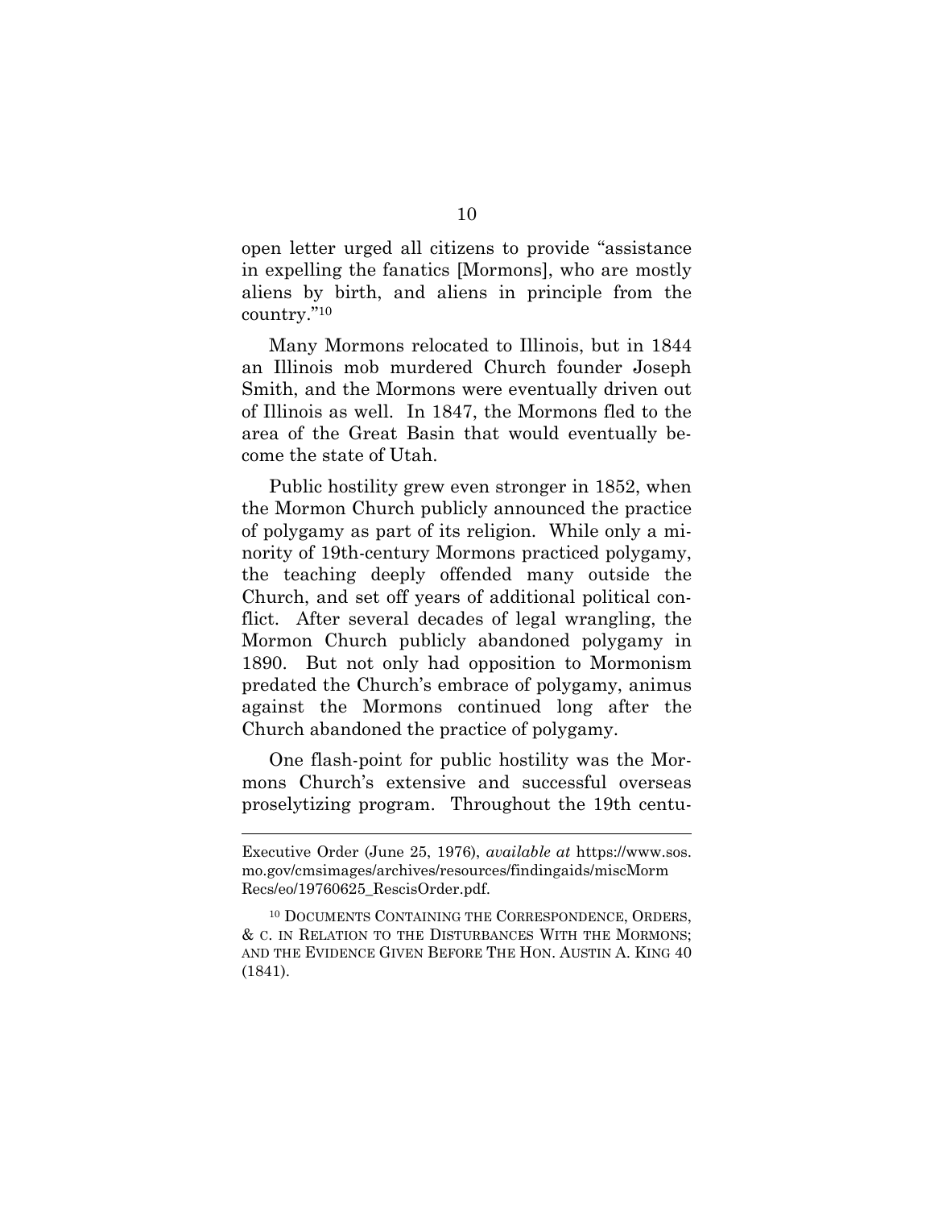open letter urged all citizens to provide "assistance in expelling the fanatics [Mormons], who are mostly aliens by birth, and aliens in principle from the country."[10]

Many Mormons relocated to Illinois, but in 1844 an Illinois mob murdered Church founder Joseph Smith, and the Mormons were eventually driven out of Illinois as well. In 1847, the Mormons fled to the area of the Great Basin that would eventually become the state of Utah.

Public hostility grew even stronger in 1852, when the Mormon Church publicly announced the practice of polygamy as part of its religion. While only a minority of 19th-century Mormons practiced polygamy, the teaching deeply offended many outside the Church, and set off years of additional political conflict. After several decades of legal wrangling, the Mormon Church publicly abandoned polygamy in 1890. But not only had opposition to Mormonism predated the Church's embrace of polygamy, animus against the Mormons continued long after the Church abandoned the practice of polygamy.

One flash-point for public hostility was the Mormons Church's extensive and successful overseas proselytizing program. Throughout the 19th centu-

---

Executive Order (June 25, 1976), *available at* https://www.sos.mo.gov/cmsimages/archives/resources/findingaids/miscMormRecs/eo/19760625_RescisOrder.pdf.

[10] DOCUMENTS CONTAINING THE CORRESPONDENCE, ORDERS, & C. IN RELATION TO THE DISTURBANCES WITH THE MORMONS; AND THE EVIDENCE GIVEN BEFORE THE HON. AUSTIN A. KING 40 (1841).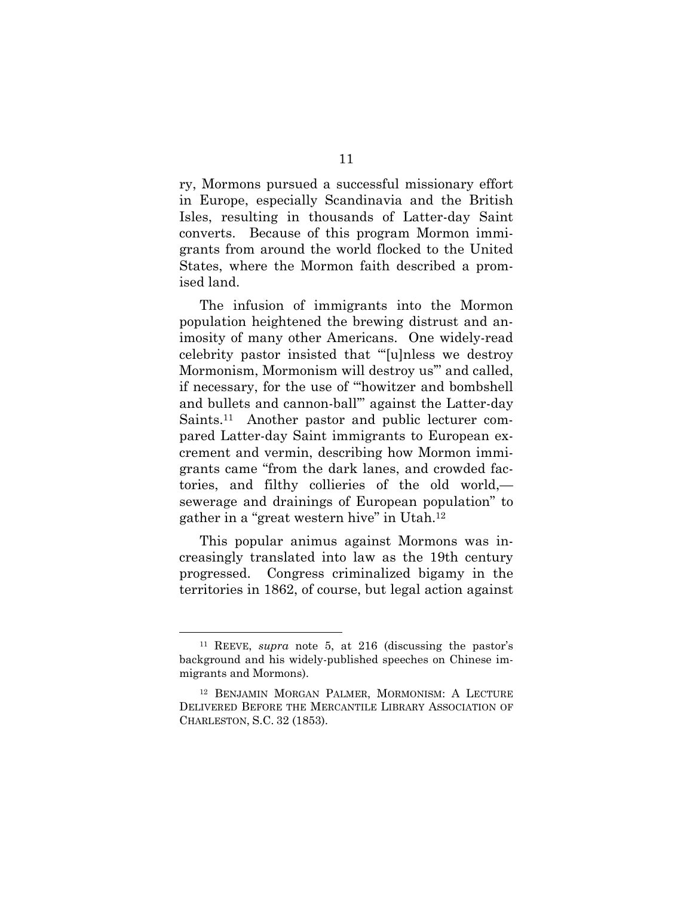ry, Mormons pursued a successful missionary effort in Europe, especially Scandinavia and the British Isles, resulting in thousands of Latter-day Saint converts. Because of this program Mormon immigrants from around the world flocked to the United States, where the Mormon faith described a promised land.

The infusion of immigrants into the Mormon population heightened the brewing distrust and animosity of many other Americans. One widely-read celebrity pastor insisted that "'[u]nless we destroy Mormonism, Mormonism will destroy us'" and called, if necessary, for the use of "'howitzer and bombshell and bullets and cannon-ball'" against the Latter-day Saints.[11] Another pastor and public lecturer compared Latter-day Saint immigrants to European excrement and vermin, describing how Mormon immigrants came "from the dark lanes, and crowded factories, and filthy collieries of the old world,—sewerage and drainings of European population" to gather in a "great western hive" in Utah.[12]

This popular animus against Mormons was increasingly translated into law as the 19th century progressed. Congress criminalized bigamy in the territories in 1862, of course, but legal action against

---

[11] REEVE, *supra* note 5, at 216 (discussing the pastor's background and his widely-published speeches on Chinese immigrants and Mormons).

[12] BENJAMIN MORGAN PALMER, MORMONISM: A LECTURE DELIVERED BEFORE THE MERCANTILE LIBRARY ASSOCIATION OF CHARLESTON, S.C. 32 (1853).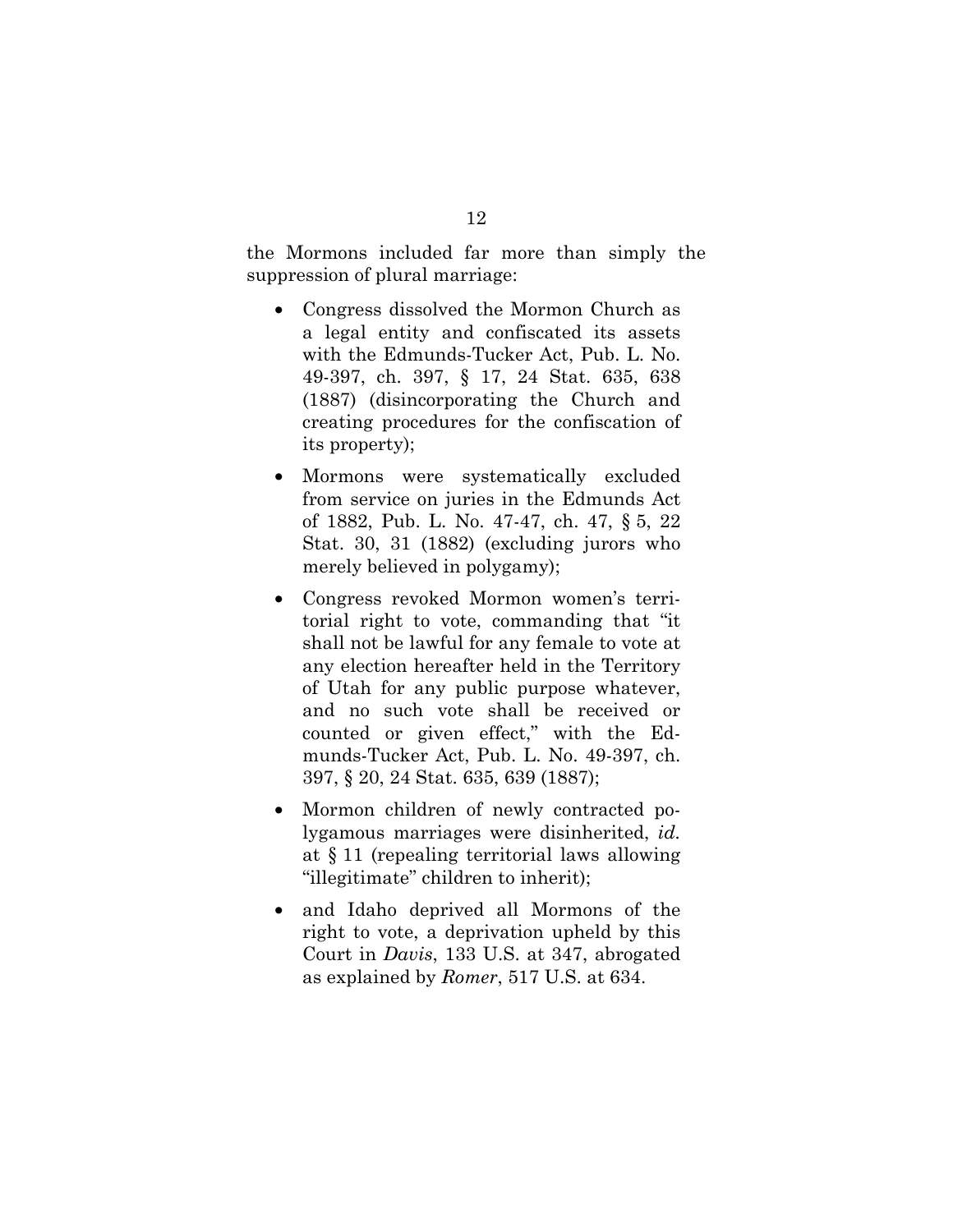the Mormons included far more than simply the suppression of plural marriage:

- Congress dissolved the Mormon Church as a legal entity and confiscated its assets with the Edmunds-Tucker Act, Pub. L. No. 49-397, ch. 397, § 17, 24 Stat. 635, 638 (1887) (disincorporating the Church and creating procedures for the confiscation of its property);
- Mormons were systematically excluded from service on juries in the Edmunds Act of 1882, Pub. L. No. 47-47, ch. 47, § 5, 22 Stat. 30, 31 (1882) (excluding jurors who merely believed in polygamy);
- Congress revoked Mormon women's territorial right to vote, commanding that "it shall not be lawful for any female to vote at any election hereafter held in the Territory of Utah for any public purpose whatever, and no such vote shall be received or counted or given effect," with the Edmunds-Tucker Act, Pub. L. No. 49-397, ch. 397, § 20, 24 Stat. 635, 639 (1887);
- Mormon children of newly contracted polygamous marriages were disinherited, *id.* at § 11 (repealing territorial laws allowing "illegitimate" children to inherit);
- and Idaho deprived all Mormons of the right to vote, a deprivation upheld by this Court in *Davis*, 133 U.S. at 347, abrogated as explained by *Romer*, 517 U.S. at 634.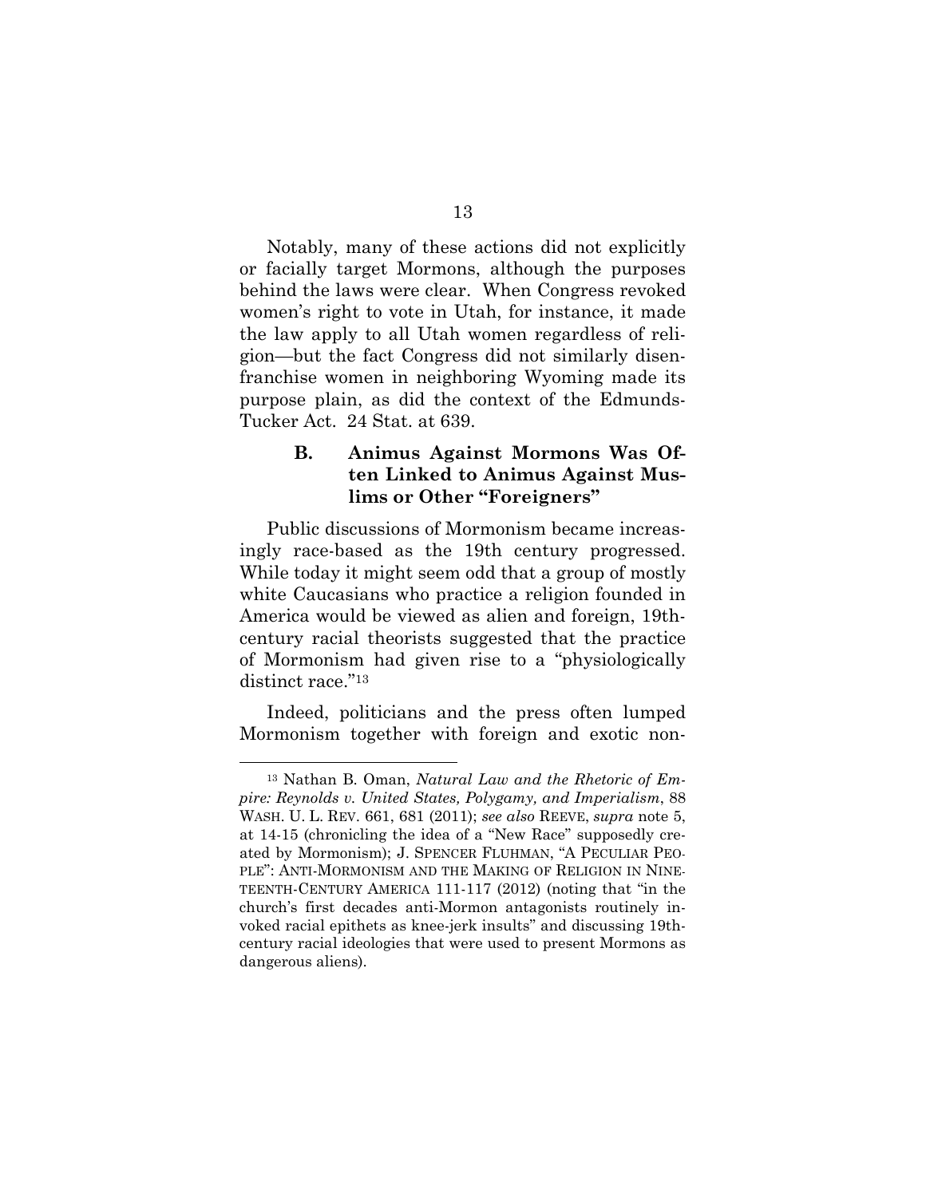Notably, many of these actions did not explicitly or facially target Mormons, although the purposes behind the laws were clear. When Congress revoked women's right to vote in Utah, for instance, it made the law apply to all Utah women regardless of religion—but the fact Congress did not similarly disenfranchise women in neighboring Wyoming made its purpose plain, as did the context of the Edmunds-Tucker Act. 24 Stat. at 639.

### B. Animus Against Mormons Was Often Linked to Animus Against Muslims or Other "Foreigners"

Public discussions of Mormonism became increasingly race-based as the 19th century progressed. While today it might seem odd that a group of mostly white Caucasians who practice a religion founded in America would be viewed as alien and foreign, 19th-century racial theorists suggested that the practice of Mormonism had given rise to a "physiologically distinct race."[13]

Indeed, politicians and the press often lumped Mormonism together with foreign and exotic non-

---

[13] Nathan B. Oman, *Natural Law and the Rhetoric of Empire: Reynolds v. United States, Polygamy, and Imperialism*, 88 WASH. U. L. REV. 661, 681 (2011); *see also* REEVE, *supra* note 5, at 14-15 (chronicling the idea of a "New Race" supposedly created by Mormonism); J. SPENCER FLUHMAN, "A PECULIAR PEOPLE": ANTI-MORMONISM AND THE MAKING OF RELIGION IN NINETEENTH-CENTURY AMERICA 111-117 (2012) (noting that "in the church's first decades anti-Mormon antagonists routinely invoked racial epithets as knee-jerk insults" and discussing 19th-century racial ideologies that were used to present Mormons as dangerous aliens).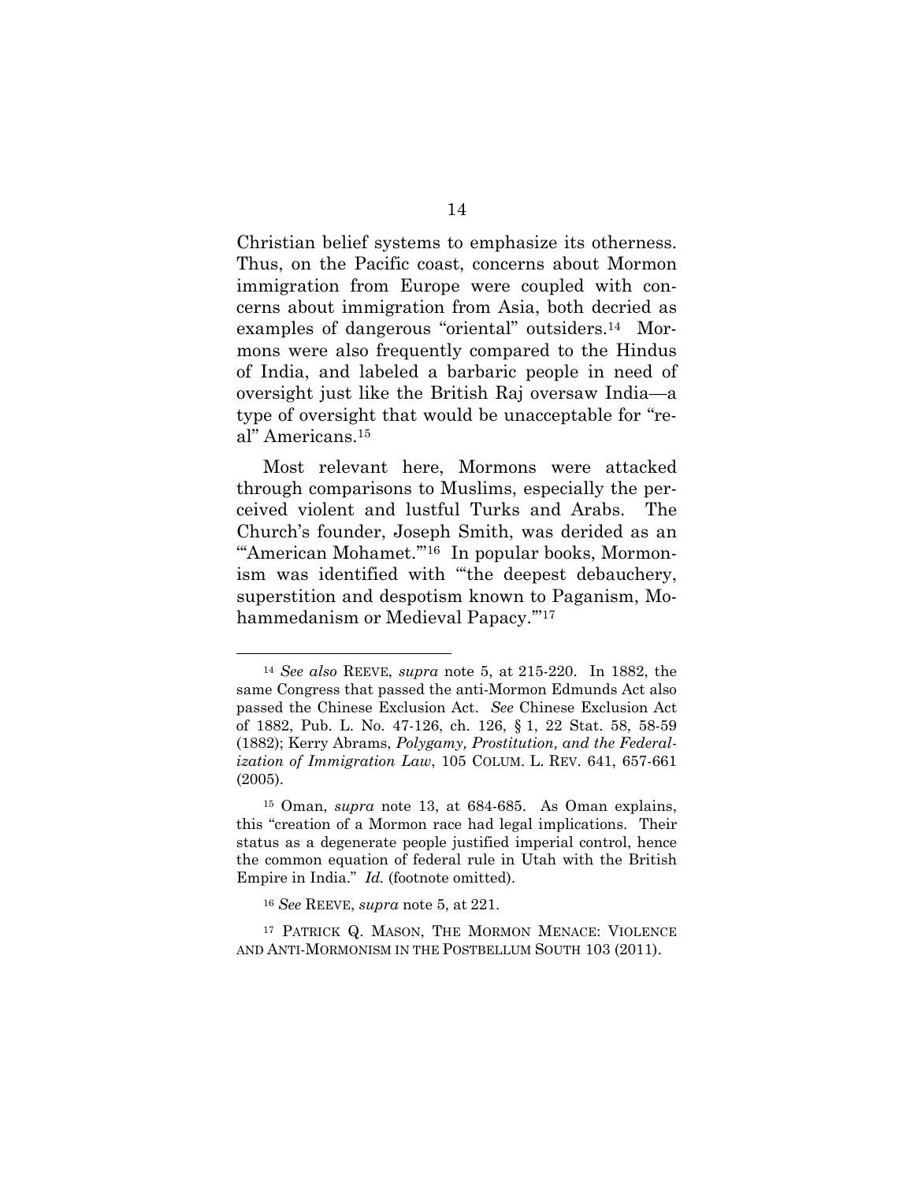Christian belief systems to emphasize its otherness. Thus, on the Pacific coast, concerns about Mormon immigration from Europe were coupled with concerns about immigration from Asia, both decried as examples of dangerous "oriental" outsiders.[14] Mormons were also frequently compared to the Hindus of India, and labeled a barbaric people in need of oversight just like the British Raj oversaw India—a type of oversight that would be unacceptable for "real" Americans.[15]

Most relevant here, Mormons were attacked through comparisons to Muslims, especially the perceived violent and lustful Turks and Arabs. The Church's founder, Joseph Smith, was derided as an "'American Mohamet.'"[16] In popular books, Mormonism was identified with "'the deepest debauchery, superstition and despotism known to Paganism, Mohammedanism or Medieval Papacy.'"[17]

---

[14] *See also* REEVE, *supra* note 5, at 215-220. In 1882, the same Congress that passed the anti-Mormon Edmunds Act also passed the Chinese Exclusion Act. *See* Chinese Exclusion Act of 1882, Pub. L. No. 47-126, ch. 126, § 1, 22 Stat. 58, 58-59 (1882); Kerry Abrams, *Polygamy, Prostitution, and the Federalization of Immigration Law*, 105 COLUM. L. REV. 641, 657-661 (2005).

[15] Oman, *supra* note 13, at 684-685. As Oman explains, this "creation of a Mormon race had legal implications. Their status as a degenerate people justified imperial control, hence the common equation of federal rule in Utah with the British Empire in India." *Id.* (footnote omitted).

[16] *See* REEVE, *supra* note 5, at 221.

[17] PATRICK Q. MASON, THE MORMON MENACE: VIOLENCE AND ANTI-MORMONISM IN THE POSTBELLUM SOUTH 103 (2011).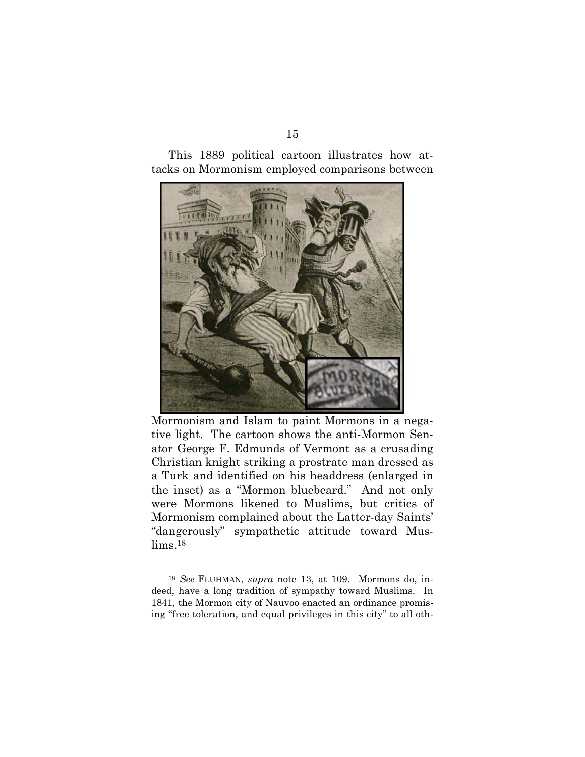This 1889 political cartoon illustrates how attacks on Mormonism employed comparisons between Mormonism and Islam to paint Mormons in a negative light. The cartoon shows the anti-Mormon Senator George F. Edmunds of Vermont as a crusading Christian knight striking a prostrate man dressed as a Turk and identified on his headdress (enlarged in the inset) as a "Mormon bluebeard." And not only were Mormons likened to Muslims, but critics of Mormonism complained about the Latter-day Saints' "dangerously" sympathetic attitude toward Muslims.[18]

---

[18] *See* FLUHMAN, *supra* note 13, at 109. Mormons do, indeed, have a long tradition of sympathy toward Muslims. In 1841, the Mormon city of Nauvoo enacted an ordinance promising "free toleration, and equal privileges in this city" to all oth-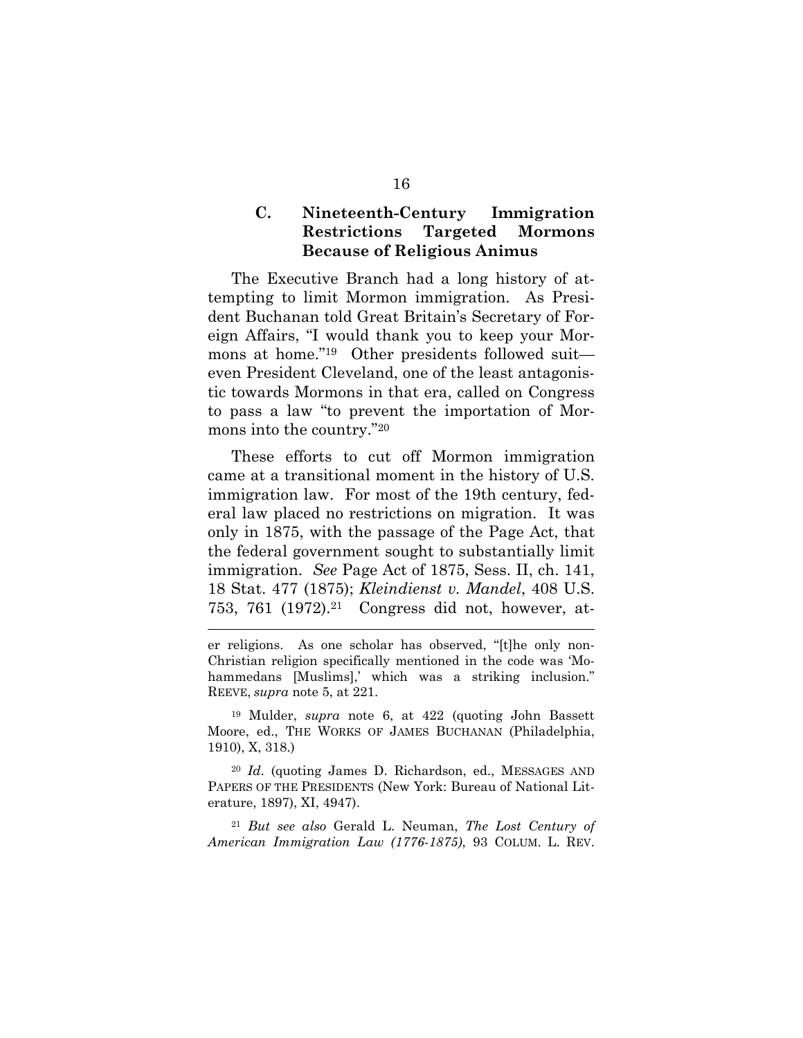### C. Nineteenth-Century Immigration Restrictions Targeted Mormons Because of Religious Animus

The Executive Branch had a long history of attempting to limit Mormon immigration. As President Buchanan told Great Britain's Secretary of Foreign Affairs, "I would thank you to keep your Mormons at home."[19] Other presidents followed suit—even President Cleveland, one of the least antagonistic towards Mormons in that era, called on Congress to pass a law "to prevent the importation of Mormons into the country."[20]

These efforts to cut off Mormon immigration came at a transitional moment in the history of U.S. immigration law. For most of the 19th century, federal law placed no restrictions on migration. It was only in 1875, with the passage of the Page Act, that the federal government sought to substantially limit immigration. *See* Page Act of 1875, Sess. II, ch. 141, 18 Stat. 477 (1875); *Kleindienst v. Mandel*, 408 U.S. 753, 761 (1972).[21] Congress did not, however, at-

---

er religions. As one scholar has observed, "[t]he only non-Christian religion specifically mentioned in the code was 'Mohammedans [Muslims],' which was a striking inclusion." REEVE, *supra* note 5, at 221.

[19] Mulder, *supra* note 6, at 422 (quoting John Bassett Moore, ed., THE WORKS OF JAMES BUCHANAN (Philadelphia, 1910), X, 318.)

[20] *Id*. (quoting James D. Richardson, ed., MESSAGES AND PAPERS OF THE PRESIDENTS (New York: Bureau of National Literature, 1897), XI, 4947).

[21] *But see also* Gerald L. Neuman, *The Lost Century of American Immigration Law (1776-1875)*, 93 COLUM. L. REV.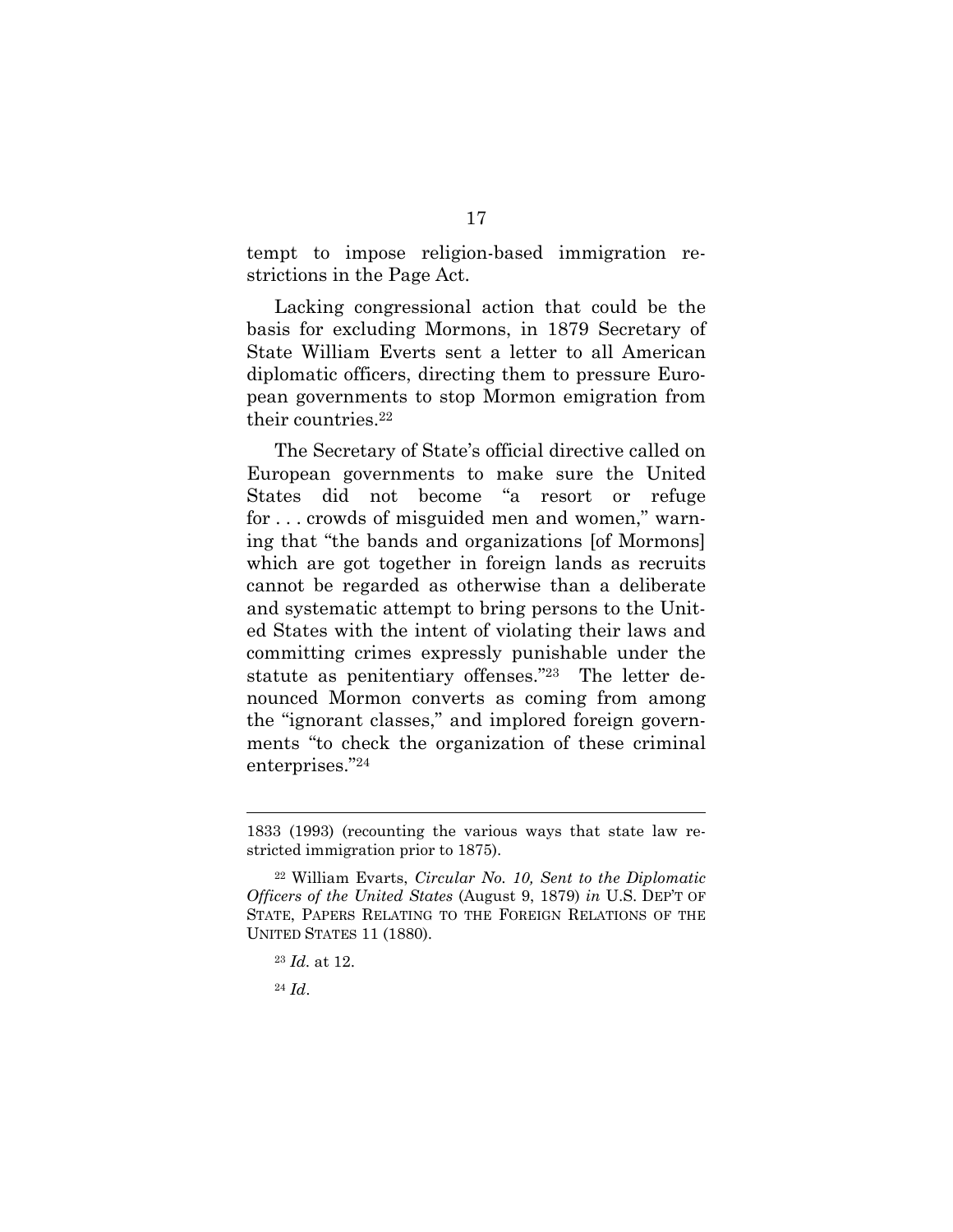tempt to impose religion-based immigration restrictions in the Page Act.

Lacking congressional action that could be the basis for excluding Mormons, in 1879 Secretary of State William Everts sent a letter to all American diplomatic officers, directing them to pressure European governments to stop Mormon emigration from their countries.[22]

The Secretary of State's official directive called on European governments to make sure the United States did not become "a resort or refuge for . . . crowds of misguided men and women," warning that "the bands and organizations [of Mormons] which are got together in foreign lands as recruits cannot be regarded as otherwise than a deliberate and systematic attempt to bring persons to the United States with the intent of violating their laws and committing crimes expressly punishable under the statute as penitentiary offenses."[23] The letter denounced Mormon converts as coming from among the "ignorant classes," and implored foreign governments "to check the organization of these criminal enterprises."[24]

---

1833 (1993) (recounting the various ways that state law restricted immigration prior to 1875).

[22] William Evarts, *Circular No. 10, Sent to the Diplomatic Officers of the United States* (August 9, 1879) *in* U.S. DEP'T OF STATE, PAPERS RELATING TO THE FOREIGN RELATIONS OF THE UNITED STATES 11 (1880).

[23] *Id.* at 12.

[24] *Id*.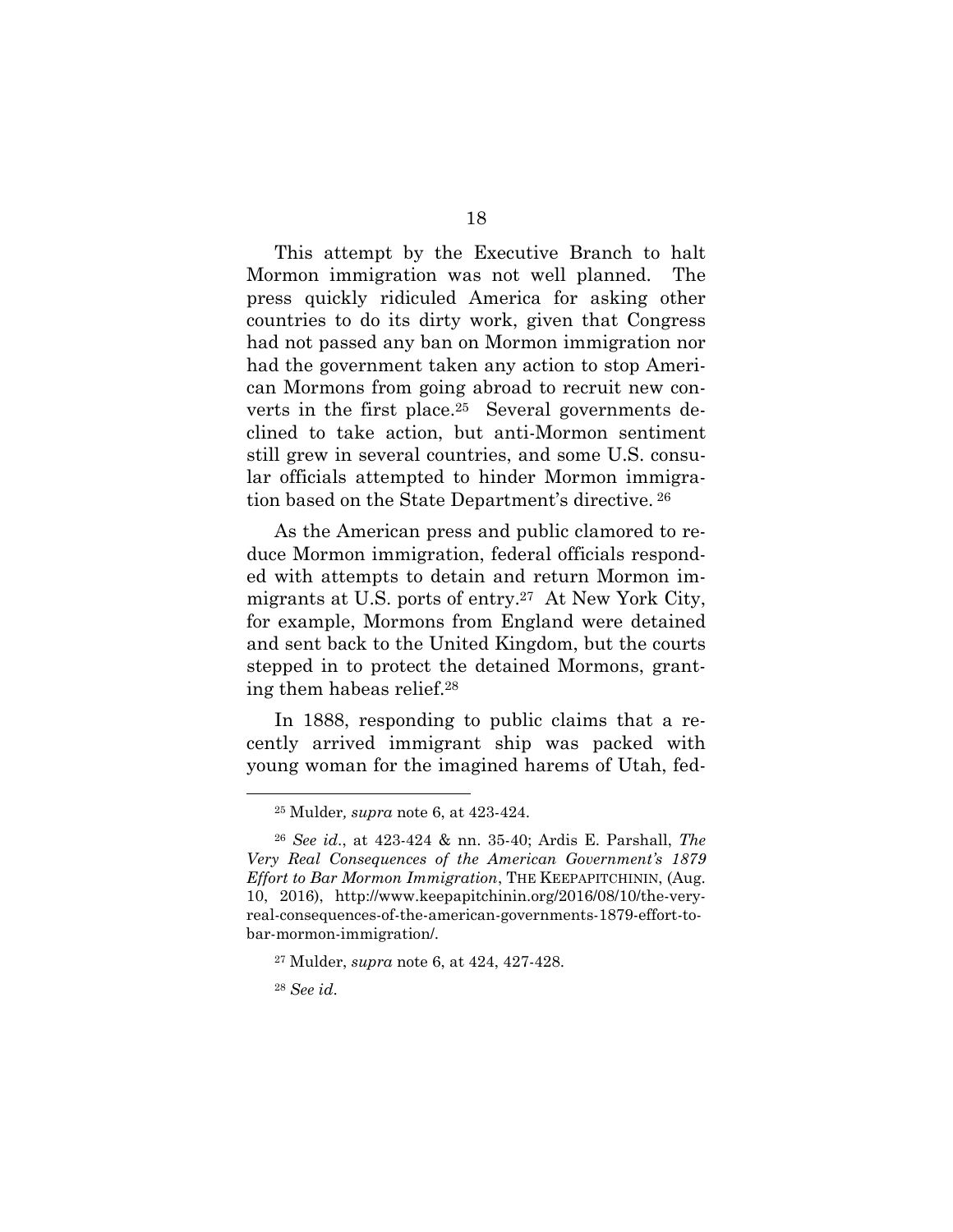This attempt by the Executive Branch to halt Mormon immigration was not well planned. The press quickly ridiculed America for asking other countries to do its dirty work, given that Congress had not passed any ban on Mormon immigration nor had the government taken any action to stop American Mormons from going abroad to recruit new converts in the first place.[25] Several governments declined to take action, but anti-Mormon sentiment still grew in several countries, and some U.S. consular officials attempted to hinder Mormon immigration based on the State Department's directive.[26]

As the American press and public clamored to reduce Mormon immigration, federal officials responded with attempts to detain and return Mormon immigrants at U.S. ports of entry.[27] At New York City, for example, Mormons from England were detained and sent back to the United Kingdom, but the courts stepped in to protect the detained Mormons, granting them habeas relief.[28]

In 1888, responding to public claims that a recently arrived immigrant ship was packed with young woman for the imagined harems of Utah, fed-

---

[25] Mulder, *supra* note 6, at 423-424.

[26] *See id*., at 423-424 & nn. 35-40; Ardis E. Parshall, *The Very Real Consequences of the American Government's 1879 Effort to Bar Mormon Immigration*, THE KEEPAPITCHININ, (Aug. 10, 2016), http://www.keepapitchinin.org/2016/08/10/the-very-real-consequences-of-the-american-governments-1879-effort-to-bar-mormon-immigration/.

[27] Mulder, *supra* note 6, at 424, 427-428.

[28] *See id*.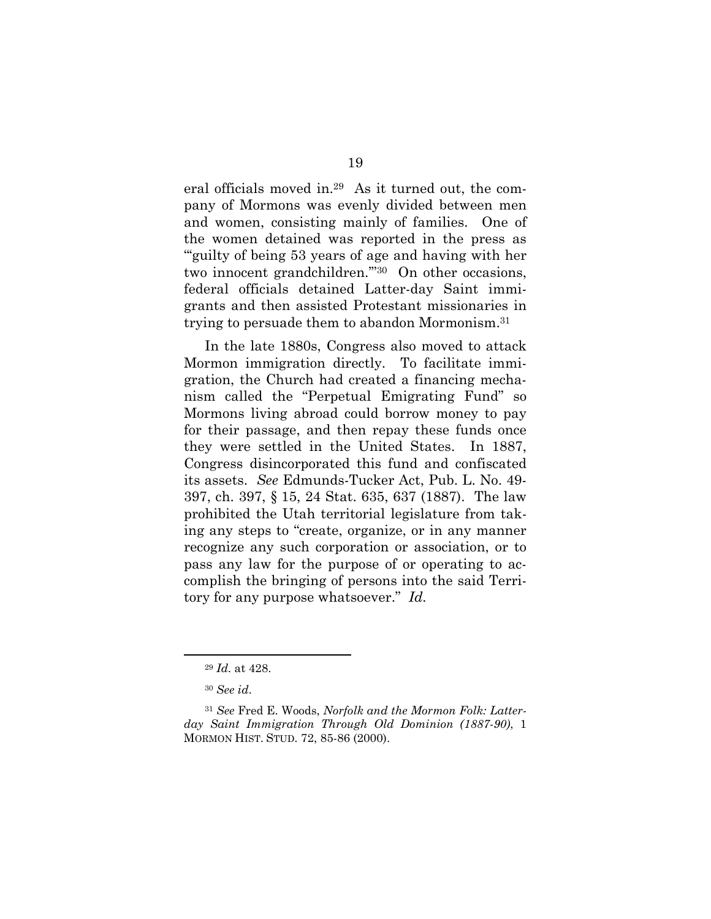eral officials moved in.[29] As it turned out, the company of Mormons was evenly divided between men and women, consisting mainly of families. One of the women detained was reported in the press as "'guilty of being 53 years of age and having with her two innocent grandchildren.'"[30] On other occasions, federal officials detained Latter-day Saint immigrants and then assisted Protestant missionaries in trying to persuade them to abandon Mormonism.[31]

In the late 1880s, Congress also moved to attack Mormon immigration directly. To facilitate immigration, the Church had created a financing mechanism called the "Perpetual Emigrating Fund" so Mormons living abroad could borrow money to pay for their passage, and then repay these funds once they were settled in the United States. In 1887, Congress disincorporated this fund and confiscated its assets. *See* Edmunds-Tucker Act, Pub. L. No. 49-397, ch. 397, § 15, 24 Stat. 635, 637 (1887). The law prohibited the Utah territorial legislature from taking any steps to "create, organize, or in any manner recognize any such corporation or association, or to pass any law for the purpose of or operating to accomplish the bringing of persons into the said Territory for any purpose whatsoever." *Id.*

---

[29] *Id.* at 428.

[30] *See id.*

[31] *See* Fred E. Woods, *Norfolk and the Mormon Folk: Latter-day Saint Immigration Through Old Dominion (1887-90)*, 1 MORMON HIST. STUD. 72, 85-86 (2000).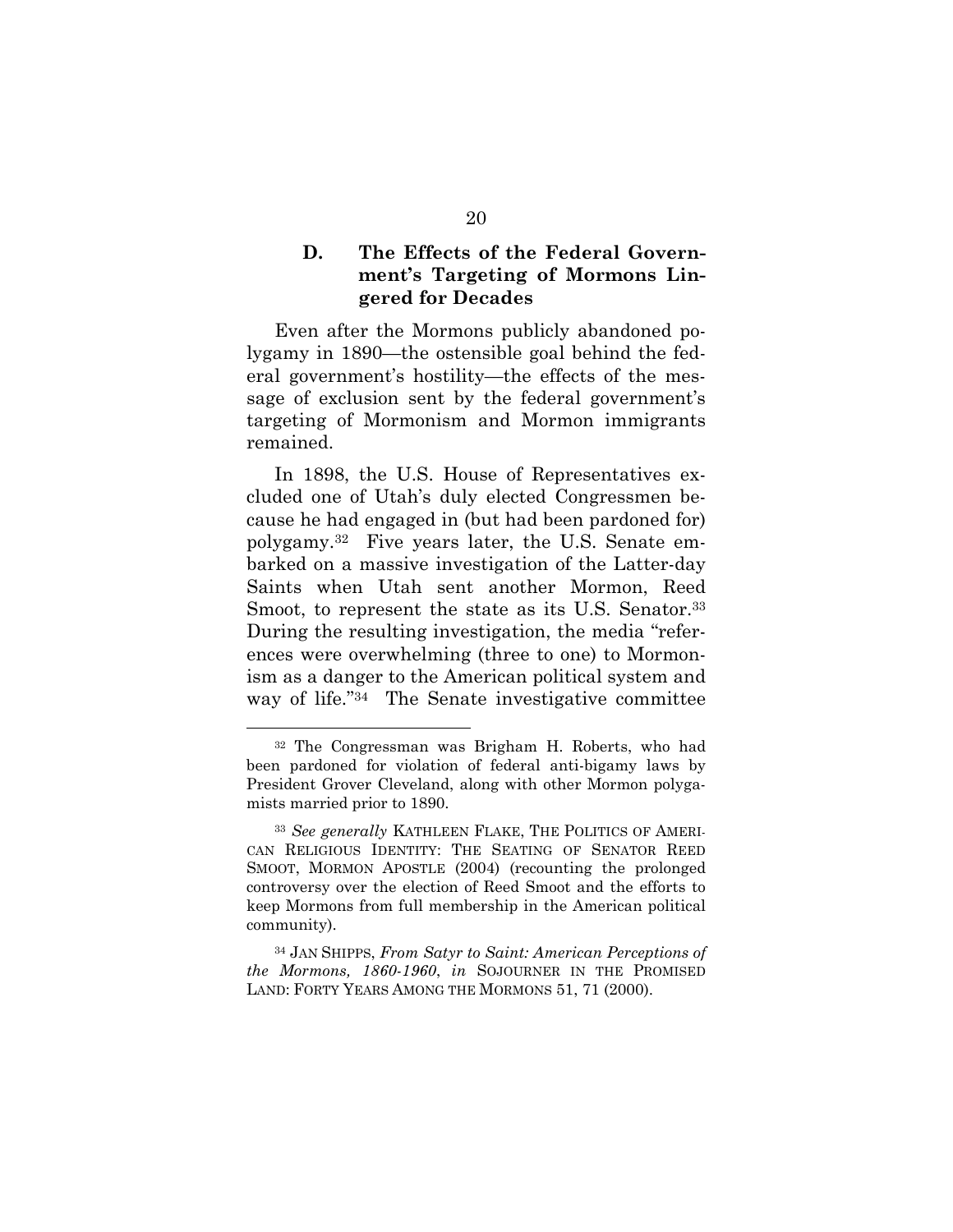### D. The Effects of the Federal Government's Targeting of Mormons Lingered for Decades

Even after the Mormons publicly abandoned polygamy in 1890—the ostensible goal behind the federal government's hostility—the effects of the message of exclusion sent by the federal government's targeting of Mormonism and Mormon immigrants remained.

In 1898, the U.S. House of Representatives excluded one of Utah's duly elected Congressmen because he had engaged in (but had been pardoned for) polygamy.[32] Five years later, the U.S. Senate embarked on a massive investigation of the Latter-day Saints when Utah sent another Mormon, Reed Smoot, to represent the state as its U.S. Senator.[33] During the resulting investigation, the media "references were overwhelming (three to one) to Mormonism as a danger to the American political system and way of life."[34] The Senate investigative committee

---

[32] The Congressman was Brigham H. Roberts, who had been pardoned for violation of federal anti-bigamy laws by President Grover Cleveland, along with other Mormon polygamists married prior to 1890.

[33] *See generally* KATHLEEN FLAKE, THE POLITICS OF AMERICAN RELIGIOUS IDENTITY: THE SEATING OF SENATOR REED SMOOT, MORMON APOSTLE (2004) (recounting the prolonged controversy over the election of Reed Smoot and the efforts to keep Mormons from full membership in the American political community).

[34] JAN SHIPPS, *From Satyr to Saint: American Perceptions of the Mormons, 1860-1960*, *in* SOJOURNER IN THE PROMISED LAND: FORTY YEARS AMONG THE MORMONS 51, 71 (2000).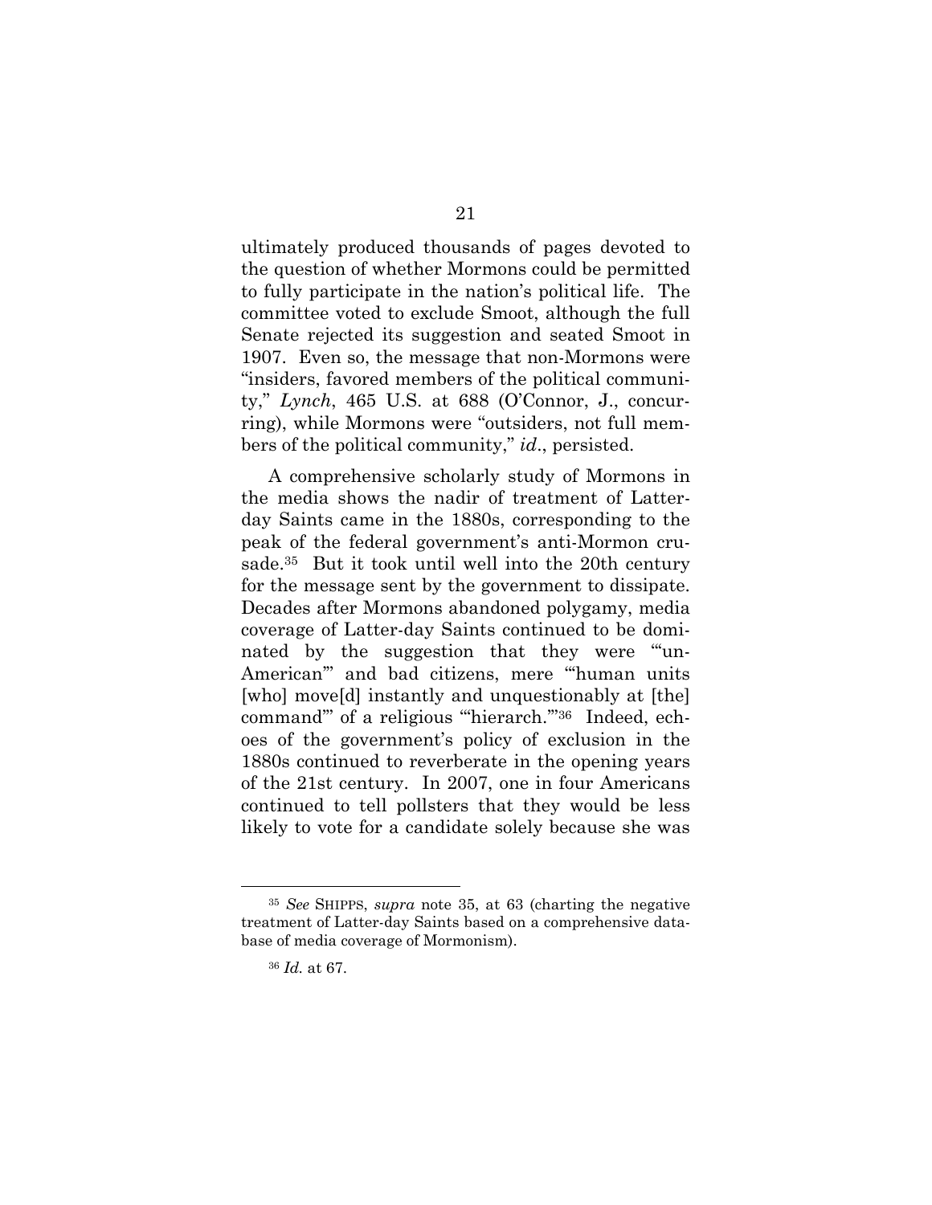ultimately produced thousands of pages devoted to the question of whether Mormons could be permitted to fully participate in the nation's political life. The committee voted to exclude Smoot, although the full Senate rejected its suggestion and seated Smoot in 1907. Even so, the message that non-Mormons were "insiders, favored members of the political community," *Lynch*, 465 U.S. at 688 (O'Connor, J., concurring), while Mormons were "outsiders, not full members of the political community," *id*., persisted.

A comprehensive scholarly study of Mormons in the media shows the nadir of treatment of Latter-day Saints came in the 1880s, corresponding to the peak of the federal government's anti-Mormon crusade.[35] But it took until well into the 20th century for the message sent by the government to dissipate. Decades after Mormons abandoned polygamy, media coverage of Latter-day Saints continued to be dominated by the suggestion that they were "'un-American'" and bad citizens, mere "'human units [who] move[d] instantly and unquestionably at [the] command'" of a religious "'hierarch.'"[36] Indeed, echoes of the government's policy of exclusion in the 1880s continued to reverberate in the opening years of the 21st century. In 2007, one in four Americans continued to tell pollsters that they would be less likely to vote for a candidate solely because she was

---

[35] *See* SHIPPS, *supra* note 35, at 63 (charting the negative treatment of Latter-day Saints based on a comprehensive database of media coverage of Mormonism).

[36] *Id.* at 67.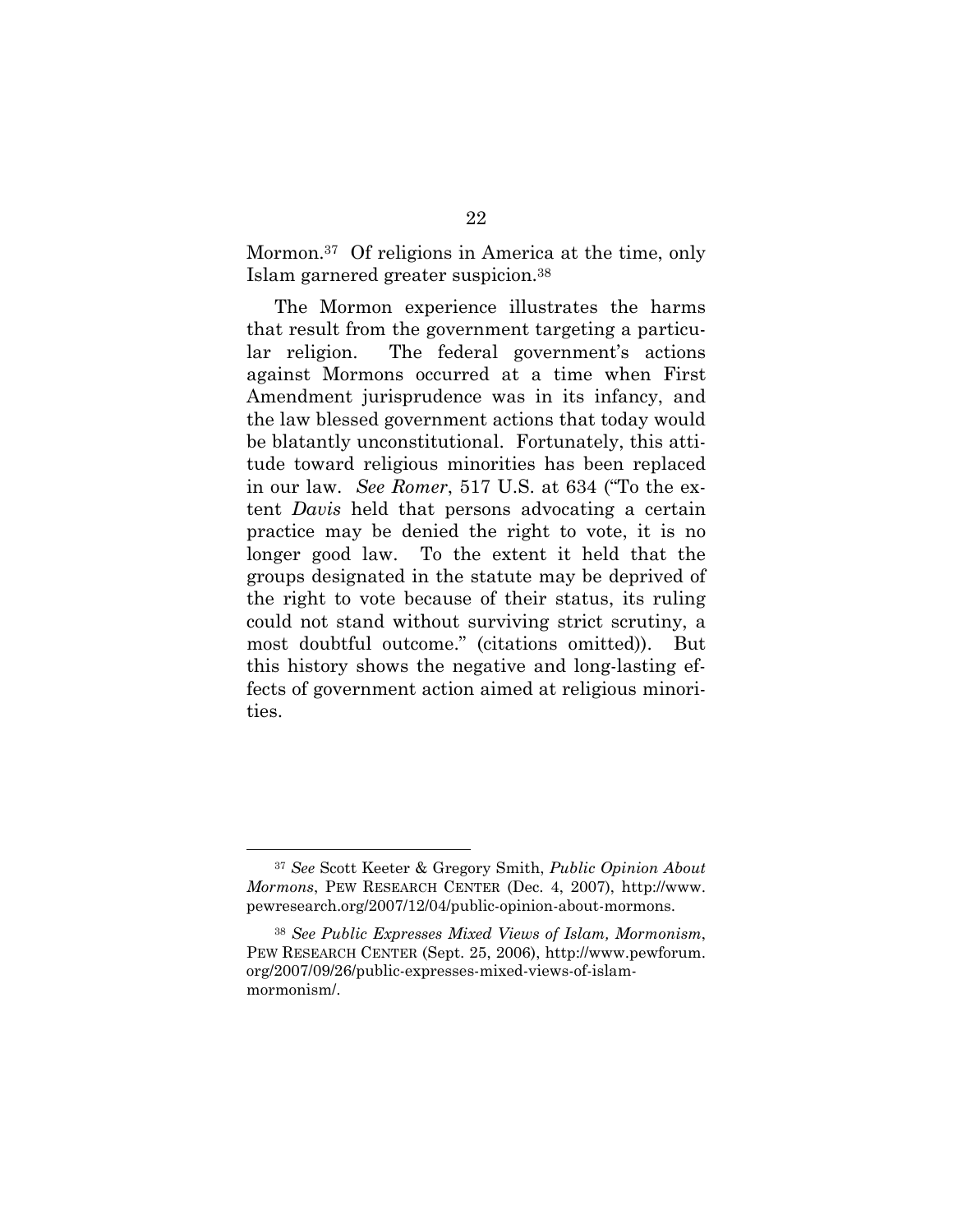Mormon.[37] Of religions in America at the time, only Islam garnered greater suspicion.[38]

The Mormon experience illustrates the harms that result from the government targeting a particular religion. The federal government's actions against Mormons occurred at a time when First Amendment jurisprudence was in its infancy, and the law blessed government actions that today would be blatantly unconstitutional. Fortunately, this attitude toward religious minorities has been replaced in our law. *See Romer*, 517 U.S. at 634 ("To the extent *Davis* held that persons advocating a certain practice may be denied the right to vote, it is no longer good law. To the extent it held that the groups designated in the statute may be deprived of the right to vote because of their status, its ruling could not stand without surviving strict scrutiny, a most doubtful outcome." (citations omitted)). But this history shows the negative and long-lasting effects of government action aimed at religious minorities.

---

[37] *See* Scott Keeter & Gregory Smith, *Public Opinion About Mormons*, PEW RESEARCH CENTER (Dec. 4, 2007), http://www.pewresearch.org/2007/12/04/public-opinion-about-mormons.

[38] *See Public Expresses Mixed Views of Islam, Mormonism*, PEW RESEARCH CENTER (Sept. 25, 2006), http://www.pewforum.org/2007/09/26/public-expresses-mixed-views-of-islam-mormonism/.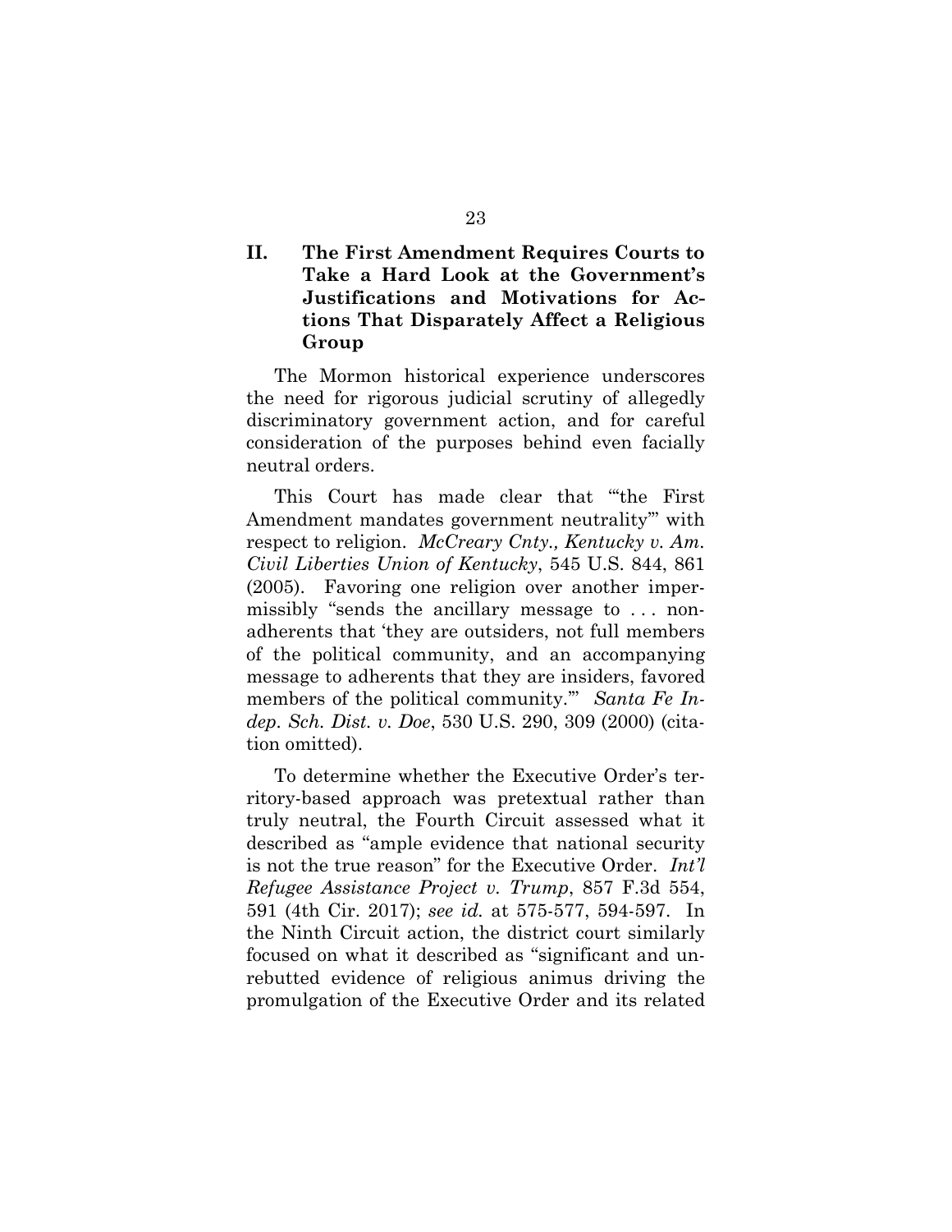## II. The First Amendment Requires Courts to Take a Hard Look at the Government's Justifications and Motivations for Actions That Disparately Affect a Religious Group

The Mormon historical experience underscores the need for rigorous judicial scrutiny of allegedly discriminatory government action, and for careful consideration of the purposes behind even facially neutral orders.

This Court has made clear that "'the First Amendment mandates government neutrality'" with respect to religion. *McCreary Cnty., Kentucky v. Am. Civil Liberties Union of Kentucky*, 545 U.S. 844, 861 (2005). Favoring one religion over another impermissibly "sends the ancillary message to . . . nonadherents that 'they are outsiders, not full members of the political community, and an accompanying message to adherents that they are insiders, favored members of the political community.'" *Santa Fe Indep. Sch. Dist. v. Doe*, 530 U.S. 290, 309 (2000) (citation omitted).

To determine whether the Executive Order's territory-based approach was pretextual rather than truly neutral, the Fourth Circuit assessed what it described as "ample evidence that national security is not the true reason" for the Executive Order. *Int'l Refugee Assistance Project v. Trump*, 857 F.3d 554, 591 (4th Cir. 2017); *see id.* at 575-577, 594-597. In the Ninth Circuit action, the district court similarly focused on what it described as "significant and unrebutted evidence of religious animus driving the promulgation of the Executive Order and its related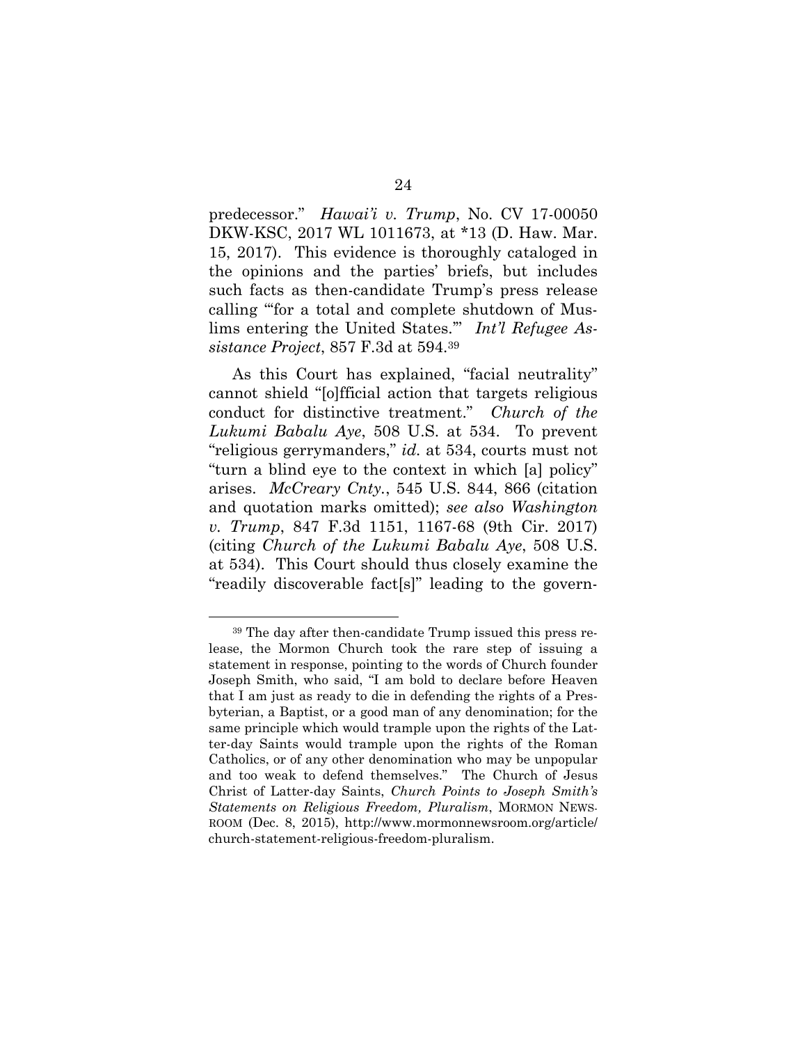predecessor." *Hawai'i v. Trump*, No. CV 17-00050 DKW-KSC, 2017 WL 1011673, at *13 (D. Haw. Mar. 15, 2017). This evidence is thoroughly cataloged in the opinions and the parties' briefs, but includes such facts as then-candidate Trump's press release calling "'for a total and complete shutdown of Muslims entering the United States.'" *Int'l Refugee Assistance Project*, 857 F.3d at 594.[39]

As this Court has explained, "facial neutrality" cannot shield "[o]fficial action that targets religious conduct for distinctive treatment." *Church of the Lukumi Babalu Aye*, 508 U.S. at 534. To prevent "religious gerrymanders," *id.* at 534, courts must not "turn a blind eye to the context in which [a] policy" arises. *McCreary Cnty.*, 545 U.S. 844, 866 (citation and quotation marks omitted); *see also Washington v. Trump*, 847 F.3d 1151, 1167-68 (9th Cir. 2017) (citing *Church of the Lukumi Babalu Aye*, 508 U.S. at 534). This Court should thus closely examine the "readily discoverable fact[s]" leading to the govern-

---

[39] The day after then-candidate Trump issued this press release, the Mormon Church took the rare step of issuing a statement in response, pointing to the words of Church founder Joseph Smith, who said, "I am bold to declare before Heaven that I am just as ready to die in defending the rights of a Presbyterian, a Baptist, or a good man of any denomination; for the same principle which would trample upon the rights of the Latter-day Saints would trample upon the rights of the Roman Catholics, or of any other denomination who may be unpopular and too weak to defend themselves." The Church of Jesus Christ of Latter-day Saints, *Church Points to Joseph Smith's Statements on Religious Freedom, Pluralism*, MORMON NEWSROOM (Dec. 8, 2015), http://www.mormonnewsroom.org/article/church-statement-religious-freedom-pluralism.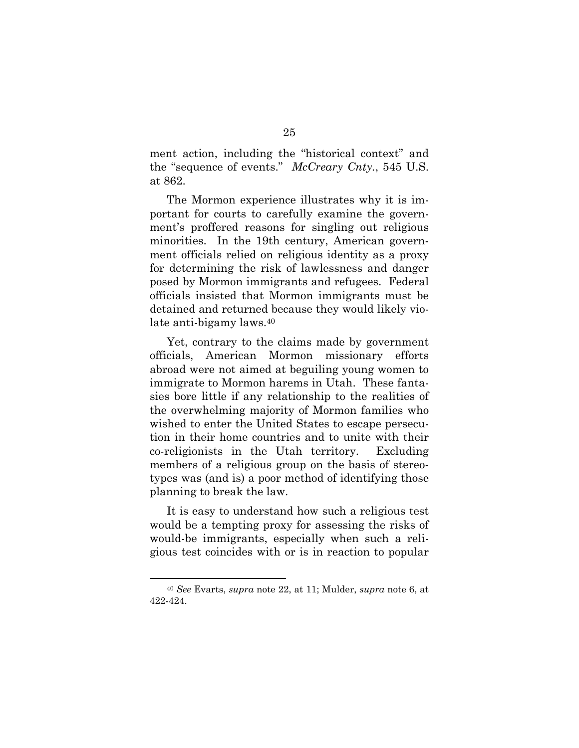ment action, including the "historical context" and the "sequence of events." *McCreary Cnty.*, 545 U.S. at 862.

The Mormon experience illustrates why it is important for courts to carefully examine the government's proffered reasons for singling out religious minorities. In the 19th century, American government officials relied on religious identity as a proxy for determining the risk of lawlessness and danger posed by Mormon immigrants and refugees. Federal officials insisted that Mormon immigrants must be detained and returned because they would likely violate anti-bigamy laws.[40]

Yet, contrary to the claims made by government officials, American Mormon missionary efforts abroad were not aimed at beguiling young women to immigrate to Mormon harems in Utah. These fantasies bore little if any relationship to the realities of the overwhelming majority of Mormon families who wished to enter the United States to escape persecution in their home countries and to unite with their co-religionists in the Utah territory. Excluding members of a religious group on the basis of stereotypes was (and is) a poor method of identifying those planning to break the law.

It is easy to understand how such a religious test would be a tempting proxy for assessing the risks of would-be immigrants, especially when such a religious test coincides with or is in reaction to popular

---

[40] *See* Evarts, *supra* note 22, at 11; Mulder, *supra* note 6, at 422-424.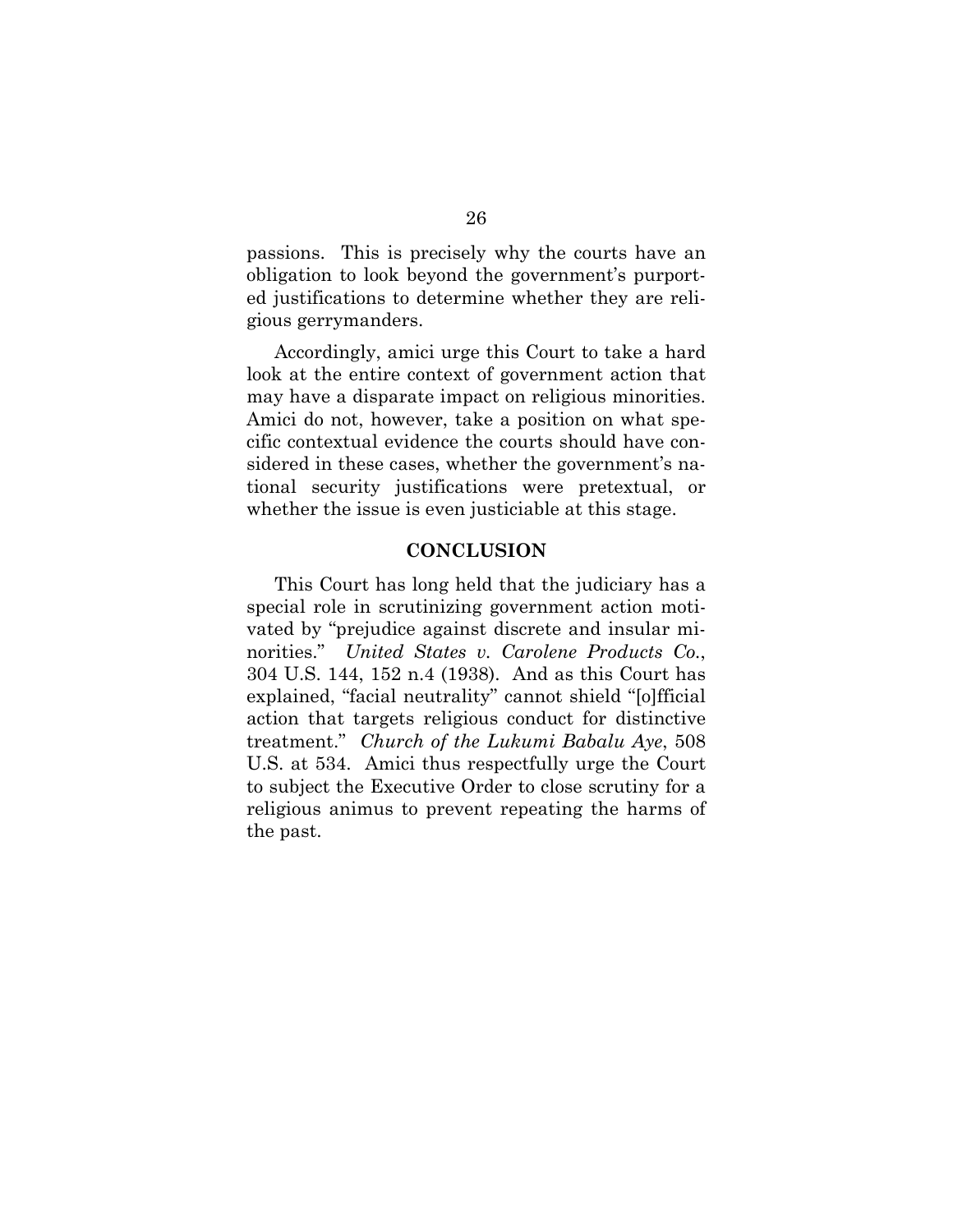passions. This is precisely why the courts have an obligation to look beyond the government's purported justifications to determine whether they are religious gerrymanders.

Accordingly, amici urge this Court to take a hard look at the entire context of government action that may have a disparate impact on religious minorities. Amici do not, however, take a position on what specific contextual evidence the courts should have considered in these cases, whether the government's national security justifications were pretextual, or whether the issue is even justiciable at this stage.

## CONCLUSION

This Court has long held that the judiciary has a special role in scrutinizing government action motivated by "prejudice against discrete and insular minorities." *United States v. Carolene Products Co.*, 304 U.S. 144, 152 n.4 (1938). And as this Court has explained, "facial neutrality" cannot shield "[o]fficial action that targets religious conduct for distinctive treatment." *Church of the Lukumi Babalu Aye*, 508 U.S. at 534. Amici thus respectfully urge the Court to subject the Executive Order to close scrutiny for a religious animus to prevent repeating the harms of the past.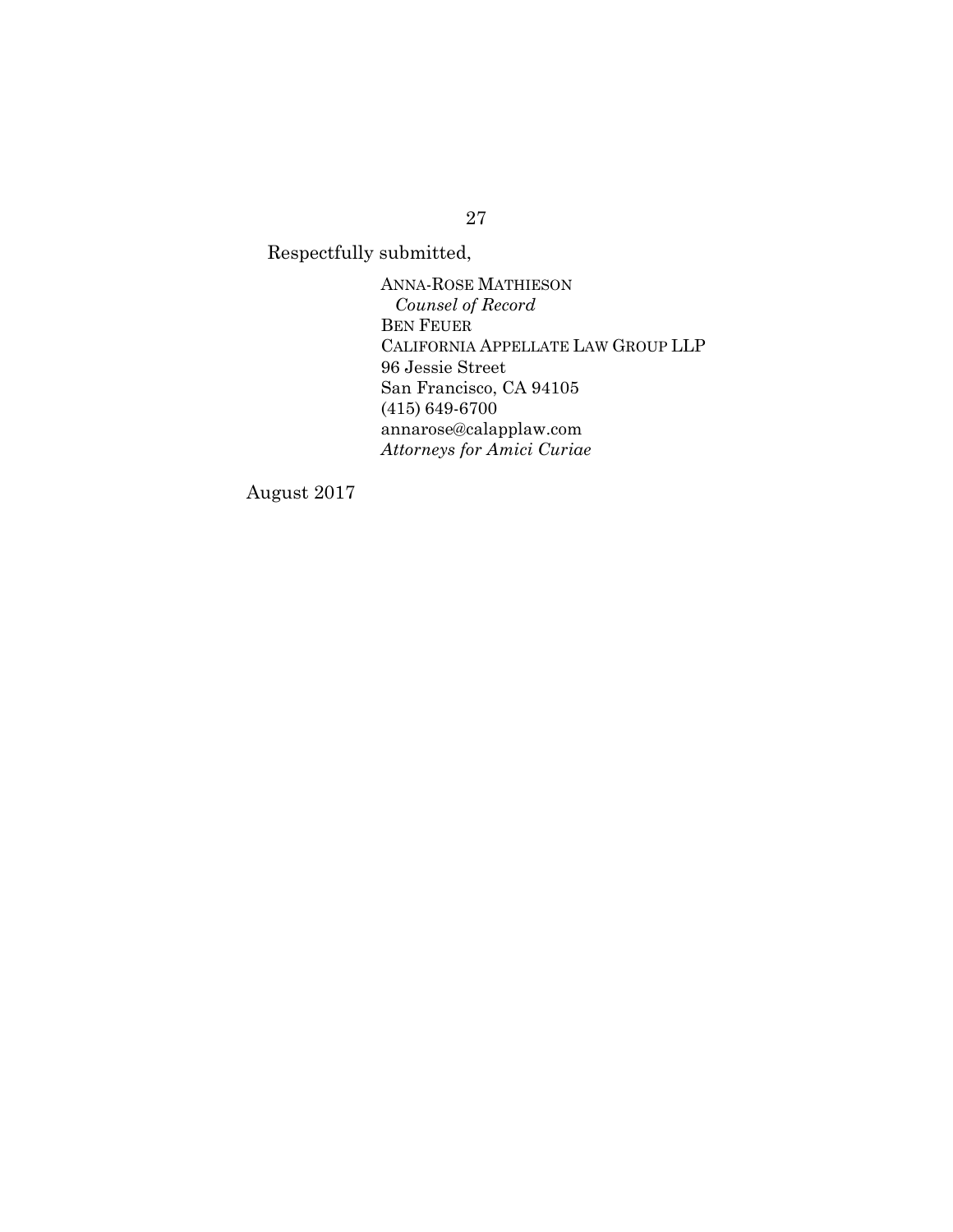Respectfully submitted,

ANNA-ROSE MATHIESON  
*Counsel of Record*  
BEN FEUER  
CALIFORNIA APPELLATE LAW GROUP LLP  
96 Jessie Street  
San Francisco, CA 94105  
(415) 649-6700  
annarose@calapplaw.com  
*Attorneys for Amici Curiae*

August 2017